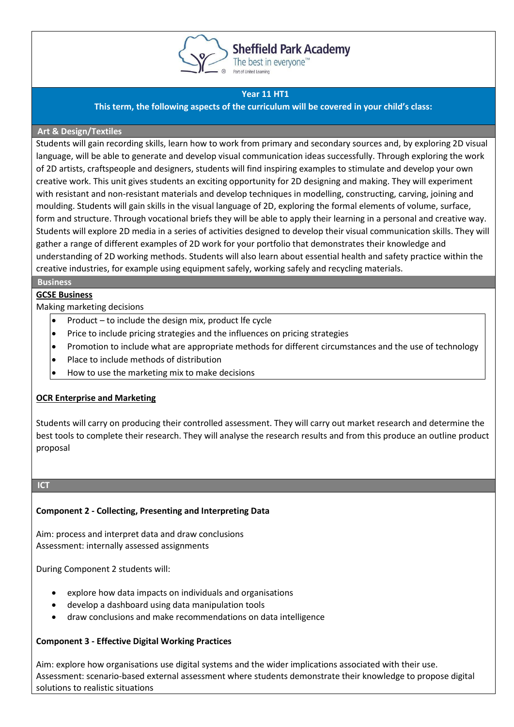**Sheffield Park Academy**
The best in everyone™
Part of United Learning

## Year 11 HT1

**This term, the following aspects of the curriculum will be covered in your child's class:**

### Art & Design/Textiles

Students will gain recording skills, learn how to work from primary and secondary sources and, by exploring 2D visual language, will be able to generate and develop visual communication ideas successfully. Through exploring the work of 2D artists, craftspeople and designers, students will find inspiring examples to stimulate and develop your own creative work. This unit gives students an exciting opportunity for 2D designing and making. They will experiment with resistant and non-resistant materials and develop techniques in modelling, constructing, carving, joining and moulding. Students will gain skills in the visual language of 2D, exploring the formal elements of volume, surface, form and structure. Through vocational briefs they will be able to apply their learning in a personal and creative way. Students will explore 2D media in a series of activities designed to develop their visual communication skills. They will gather a range of different examples of 2D work for your portfolio that demonstrates their knowledge and understanding of 2D working methods. Students will also learn about essential health and safety practice within the creative industries, for example using equipment safely, working safely and recycling materials.

### Business

**GCSE Business**

Making marketing decisions

- Product – to include the design mix, product lfe cycle
- Price to include pricing strategies and the influences on pricing strategies
- Promotion to include what are appropriate methods for different circumstances and the use of technology
- Place to include methods of distribution
- How to use the marketing mix to make decisions

**OCR Enterprise and Marketing**

Students will carry on producing their controlled assessment. They will carry out market research and determine the best tools to complete their research. They will analyse the research results and from this produce an outline product proposal

### ICT

**Component 2 - Collecting, Presenting and Interpreting Data**

Aim: process and interpret data and draw conclusions
Assessment: internally assessed assignments

During Component 2 students will:

- explore how data impacts on individuals and organisations
- develop a dashboard using data manipulation tools
- draw conclusions and make recommendations on data intelligence

**Component 3 - Effective Digital Working Practices**

Aim: explore how organisations use digital systems and the wider implications associated with their use.
Assessment: scenario-based external assessment where students demonstrate their knowledge to propose digital solutions to realistic situations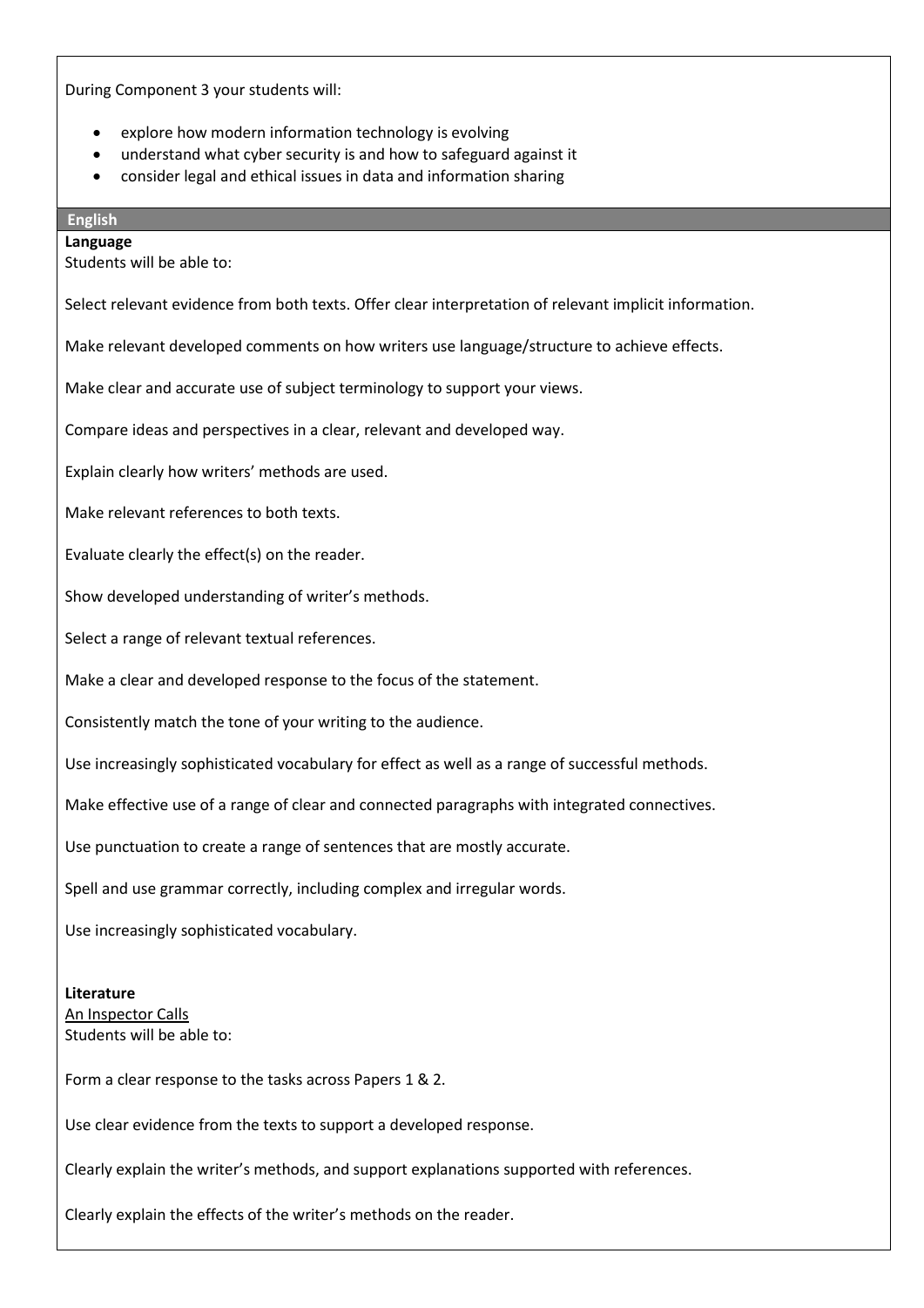During Component 3 your students will:

- explore how modern information technology is evolving
- understand what cyber security is and how to safeguard against it
- consider legal and ethical issues in data and information sharing

## English

**Language**

Students will be able to:

Select relevant evidence from both texts. Offer clear interpretation of relevant implicit information.

Make relevant developed comments on how writers use language/structure to achieve effects.

Make clear and accurate use of subject terminology to support your views.

Compare ideas and perspectives in a clear, relevant and developed way.

Explain clearly how writers' methods are used.

Make relevant references to both texts.

Evaluate clearly the effect(s) on the reader.

Show developed understanding of writer's methods.

Select a range of relevant textual references.

Make a clear and developed response to the focus of the statement.

Consistently match the tone of your writing to the audience.

Use increasingly sophisticated vocabulary for effect as well as a range of successful methods.

Make effective use of a range of clear and connected paragraphs with integrated connectives.

Use punctuation to create a range of sentences that are mostly accurate.

Spell and use grammar correctly, including complex and irregular words.

Use increasingly sophisticated vocabulary.

**Literature**

An Inspector Calls

Students will be able to:

Form a clear response to the tasks across Papers 1 & 2.

Use clear evidence from the texts to support a developed response.

Clearly explain the writer's methods, and support explanations supported with references.

Clearly explain the effects of the writer's methods on the reader.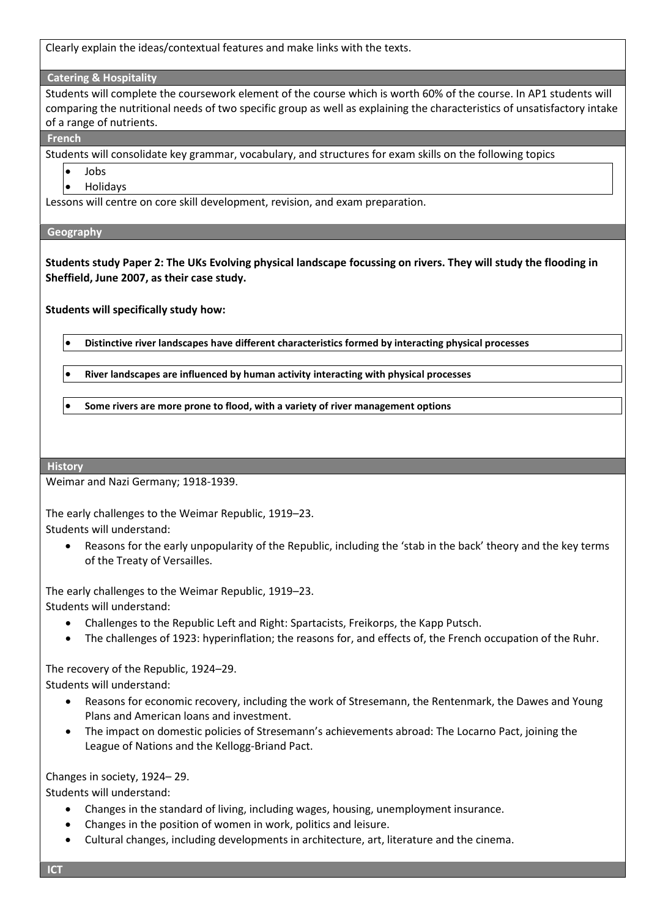Clearly explain the ideas/contextual features and make links with the texts.

## Catering & Hospitality

Students will complete the coursework element of the course which is worth 60% of the course. In AP1 students will comparing the nutritional needs of two specific group as well as explaining the characteristics of unsatisfactory intake of a range of nutrients.

## French

Students will consolidate key grammar, vocabulary, and structures for exam skills on the following topics

- Jobs
- Holidays

Lessons will centre on core skill development, revision, and exam preparation.

## Geography

**Students study Paper 2: The UKs Evolving physical landscape focussing on rivers. They will study the flooding in Sheffield, June 2007, as their case study.**

**Students will specifically study how:**

- **Distinctive river landscapes have different characteristics formed by interacting physical processes**
- **River landscapes are influenced by human activity interacting with physical processes**
- **Some rivers are more prone to flood, with a variety of river management options**

## History

Weimar and Nazi Germany; 1918-1939.

The early challenges to the Weimar Republic, 1919–23.
Students will understand:

- Reasons for the early unpopularity of the Republic, including the 'stab in the back' theory and the key terms of the Treaty of Versailles.

The early challenges to the Weimar Republic, 1919–23.
Students will understand:

- Challenges to the Republic Left and Right: Spartacists, Freikorps, the Kapp Putsch.
- The challenges of 1923: hyperinflation; the reasons for, and effects of, the French occupation of the Ruhr.

The recovery of the Republic, 1924–29.
Students will understand:

- Reasons for economic recovery, including the work of Stresemann, the Rentenmark, the Dawes and Young Plans and American loans and investment.
- The impact on domestic policies of Stresemann's achievements abroad: The Locarno Pact, joining the League of Nations and the Kellogg-Briand Pact.

Changes in society, 1924– 29.
Students will understand:

- Changes in the standard of living, including wages, housing, unemployment insurance.
- Changes in the position of women in work, politics and leisure.
- Cultural changes, including developments in architecture, art, literature and the cinema.

## ICT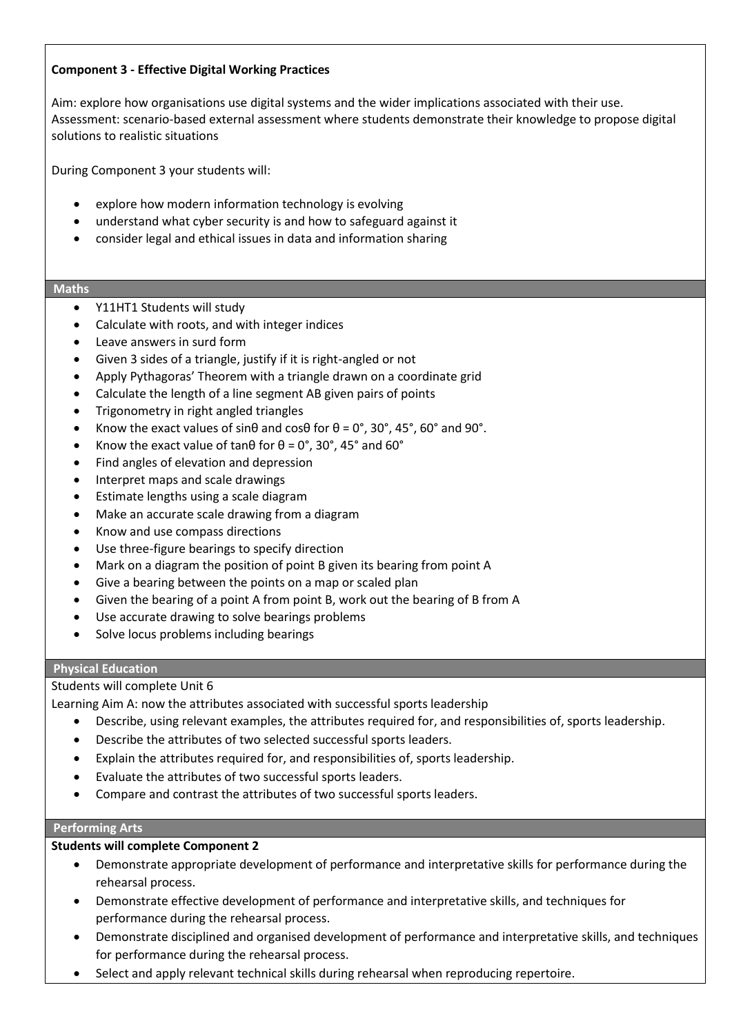**Component 3 - Effective Digital Working Practices**

Aim: explore how organisations use digital systems and the wider implications associated with their use.
Assessment: scenario-based external assessment where students demonstrate their knowledge to propose digital solutions to realistic situations

During Component 3 your students will:

- explore how modern information technology is evolving
- understand what cyber security is and how to safeguard against it
- consider legal and ethical issues in data and information sharing

## Maths

- Y11HT1 Students will study
- Calculate with roots, and with integer indices
- Leave answers in surd form
- Given 3 sides of a triangle, justify if it is right-angled or not
- Apply Pythagoras' Theorem with a triangle drawn on a coordinate grid
- Calculate the length of a line segment AB given pairs of points
- Trigonometry in right angled triangles
- Know the exact values of $\sin\theta$ and $\cos\theta$ for $\theta = 0°, 30°, 45°, 60°$ and $90°$.
- Know the exact value of $\tan\theta$ for $\theta = 0°, 30°, 45°$ and $60°$
- Find angles of elevation and depression
- Interpret maps and scale drawings
- Estimate lengths using a scale diagram
- Make an accurate scale drawing from a diagram
- Know and use compass directions
- Use three-figure bearings to specify direction
- Mark on a diagram the position of point B given its bearing from point A
- Give a bearing between the points on a map or scaled plan
- Given the bearing of a point A from point B, work out the bearing of B from A
- Use accurate drawing to solve bearings problems
- Solve locus problems including bearings

## Physical Education

Students will complete Unit 6
Learning Aim A: now the attributes associated with successful sports leadership

- Describe, using relevant examples, the attributes required for, and responsibilities of, sports leadership.
- Describe the attributes of two selected successful sports leaders.
- Explain the attributes required for, and responsibilities of, sports leadership.
- Evaluate the attributes of two successful sports leaders.
- Compare and contrast the attributes of two successful sports leaders.

## Performing Arts

**Students will complete Component 2**

- Demonstrate appropriate development of performance and interpretative skills for performance during the rehearsal process.
- Demonstrate effective development of performance and interpretative skills, and techniques for performance during the rehearsal process.
- Demonstrate disciplined and organised development of performance and interpretative skills, and techniques for performance during the rehearsal process.
- Select and apply relevant technical skills during rehearsal when reproducing repertoire.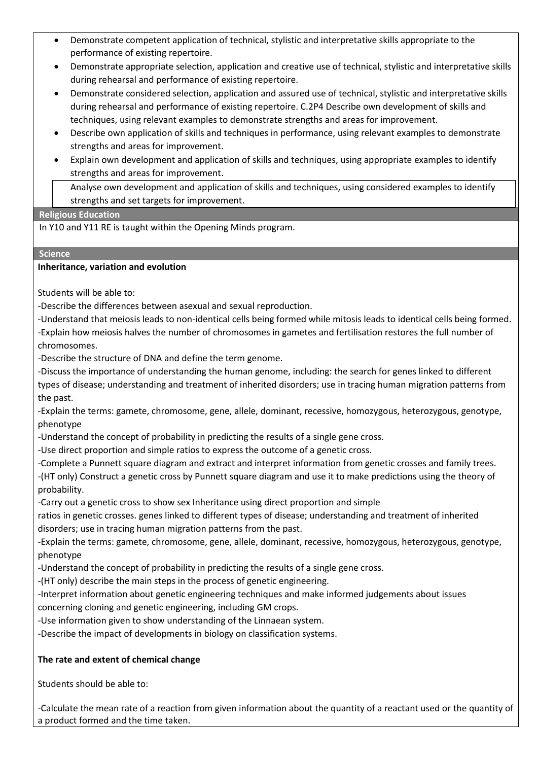- Demonstrate competent application of technical, stylistic and interpretative skills appropriate to the performance of existing repertoire.
- Demonstrate appropriate selection, application and creative use of technical, stylistic and interpretative skills during rehearsal and performance of existing repertoire.
- Demonstrate considered selection, application and assured use of technical, stylistic and interpretative skills during rehearsal and performance of existing repertoire. C.2P4 Describe own development of skills and techniques, using relevant examples to demonstrate strengths and areas for improvement.
- Describe own application of skills and techniques in performance, using relevant examples to demonstrate strengths and areas for improvement.
- Explain own development and application of skills and techniques, using appropriate examples to identify strengths and areas for improvement.

Analyse own development and application of skills and techniques, using considered examples to identify strengths and set targets for improvement.

## Religious Education

In Y10 and Y11 RE is taught within the Opening Minds program.

## Science

**Inheritance, variation and evolution**

Students will be able to:

-Describe the differences between asexual and sexual reproduction.
-Understand that meiosis leads to non-identical cells being formed while mitosis leads to identical cells being formed.
-Explain how meiosis halves the number of chromosomes in gametes and fertilisation restores the full number of chromosomes.
-Describe the structure of DNA and define the term genome.
-Discuss the importance of understanding the human genome, including: the search for genes linked to different types of disease; understanding and treatment of inherited disorders; use in tracing human migration patterns from the past.
-Explain the terms: gamete, chromosome, gene, allele, dominant, recessive, homozygous, heterozygous, genotype, phenotype
-Understand the concept of probability in predicting the results of a single gene cross.
-Use direct proportion and simple ratios to express the outcome of a genetic cross.
-Complete a Punnett square diagram and extract and interpret information from genetic crosses and family trees.
-(HT only) Construct a genetic cross by Punnett square diagram and use it to make predictions using the theory of probability.
-Carry out a genetic cross to show sex Inheritance using direct proportion and simple
ratios in genetic crosses. genes linked to different types of disease; understanding and treatment of inherited disorders; use in tracing human migration patterns from the past.
-Explain the terms: gamete, chromosome, gene, allele, dominant, recessive, homozygous, heterozygous, genotype, phenotype
-Understand the concept of probability in predicting the results of a single gene cross.
-(HT only) describe the main steps in the process of genetic engineering.
-Interpret information about genetic engineering techniques and make informed judgements about issues concerning cloning and genetic engineering, including GM crops.
-Use information given to show understanding of the Linnaean system.
-Describe the impact of developments in biology on classification systems.

**The rate and extent of chemical change**

Students should be able to:

-Calculate the mean rate of a reaction from given information about the quantity of a reactant used or the quantity of a product formed and the time taken.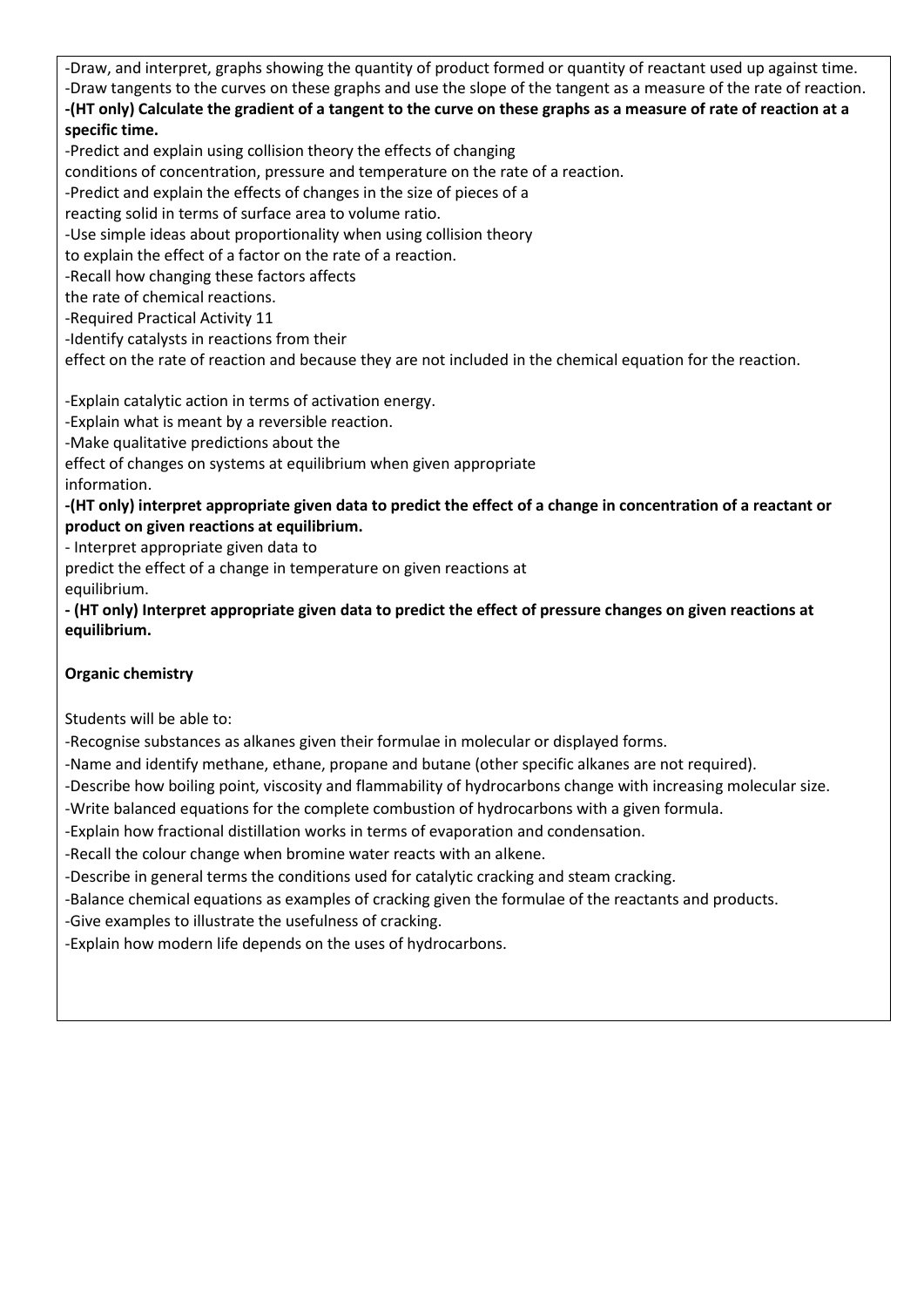-Draw, and interpret, graphs showing the quantity of product formed or quantity of reactant used up against time.
-Draw tangents to the curves on these graphs and use the slope of the tangent as a measure of the rate of reaction.
**-(HT only) Calculate the gradient of a tangent to the curve on these graphs as a measure of rate of reaction at a specific time.**
-Predict and explain using collision theory the effects of changing
conditions of concentration, pressure and temperature on the rate of a reaction.
-Predict and explain the effects of changes in the size of pieces of a
reacting solid in terms of surface area to volume ratio.
-Use simple ideas about proportionality when using collision theory
to explain the effect of a factor on the rate of a reaction.
-Recall how changing these factors affects
the rate of chemical reactions.
-Required Practical Activity 11
-Identify catalysts in reactions from their
effect on the rate of reaction and because they are not included in the chemical equation for the reaction.

-Explain catalytic action in terms of activation energy.
-Explain what is meant by a reversible reaction.
-Make qualitative predictions about the
effect of changes on systems at equilibrium when given appropriate
information.
**-(HT only) interpret appropriate given data to predict the effect of a change in concentration of a reactant or product on given reactions at equilibrium.**
- Interpret appropriate given data to
predict the effect of a change in temperature on given reactions at
equilibrium.
**- (HT only) Interpret appropriate given data to predict the effect of pressure changes on given reactions at equilibrium.**

**Organic chemistry**

Students will be able to:

-Recognise substances as alkanes given their formulae in molecular or displayed forms.
-Name and identify methane, ethane, propane and butane (other specific alkanes are not required).
-Describe how boiling point, viscosity and flammability of hydrocarbons change with increasing molecular size.
-Write balanced equations for the complete combustion of hydrocarbons with a given formula.
-Explain how fractional distillation works in terms of evaporation and condensation.
-Recall the colour change when bromine water reacts with an alkene.
-Describe in general terms the conditions used for catalytic cracking and steam cracking.
-Balance chemical equations as examples of cracking given the formulae of the reactants and products.
-Give examples to illustrate the usefulness of cracking.
-Explain how modern life depends on the uses of hydrocarbons.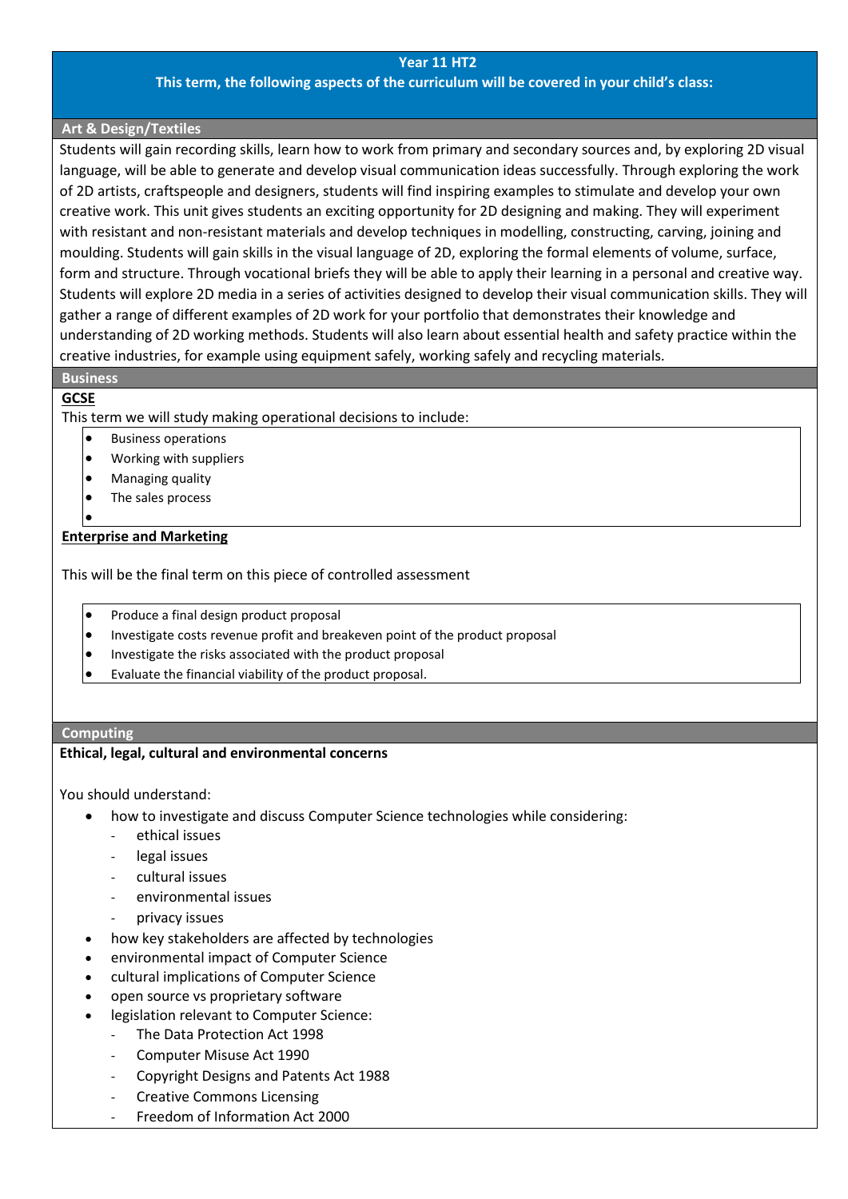# Year 11 HT2

**This term, the following aspects of the curriculum will be covered in your child's class:**

## Art & Design/Textiles

Students will gain recording skills, learn how to work from primary and secondary sources and, by exploring 2D visual language, will be able to generate and develop visual communication ideas successfully. Through exploring the work of 2D artists, craftspeople and designers, students will find inspiring examples to stimulate and develop your own creative work. This unit gives students an exciting opportunity for 2D designing and making. They will experiment with resistant and non-resistant materials and develop techniques in modelling, constructing, carving, joining and moulding. Students will gain skills in the visual language of 2D, exploring the formal elements of volume, surface, form and structure. Through vocational briefs they will be able to apply their learning in a personal and creative way. Students will explore 2D media in a series of activities designed to develop their visual communication skills. They will gather a range of different examples of 2D work for your portfolio that demonstrates their knowledge and understanding of 2D working methods. Students will also learn about essential health and safety practice within the creative industries, for example using equipment safely, working safely and recycling materials.

## Business

**GCSE**

This term we will study making operational decisions to include:

- Business operations
- Working with suppliers
- Managing quality
- The sales process

**Enterprise and Marketing**

This will be the final term on this piece of controlled assessment

- Produce a final design product proposal
- Investigate costs revenue profit and breakeven point of the product proposal
- Investigate the risks associated with the product proposal
- Evaluate the financial viability of the product proposal.

## Computing

**Ethical, legal, cultural and environmental concerns**

You should understand:

- how to investigate and discuss Computer Science technologies while considering:
  - ethical issues
  - legal issues
  - cultural issues
  - environmental issues
  - privacy issues
- how key stakeholders are affected by technologies
- environmental impact of Computer Science
- cultural implications of Computer Science
- open source vs proprietary software
- legislation relevant to Computer Science:
  - The Data Protection Act 1998
  - Computer Misuse Act 1990
  - Copyright Designs and Patents Act 1988
  - Creative Commons Licensing
  - Freedom of Information Act 2000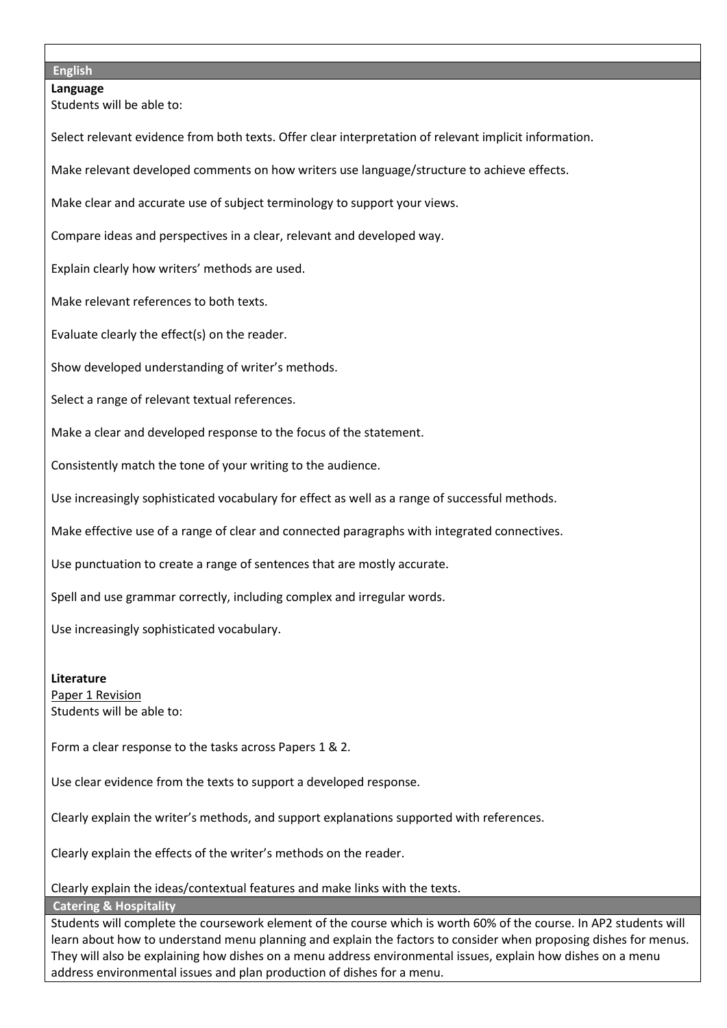## English

**Language**

Students will be able to:

Select relevant evidence from both texts. Offer clear interpretation of relevant implicit information.

Make relevant developed comments on how writers use language/structure to achieve effects.

Make clear and accurate use of subject terminology to support your views.

Compare ideas and perspectives in a clear, relevant and developed way.

Explain clearly how writers' methods are used.

Make relevant references to both texts.

Evaluate clearly the effect(s) on the reader.

Show developed understanding of writer's methods.

Select a range of relevant textual references.

Make a clear and developed response to the focus of the statement.

Consistently match the tone of your writing to the audience.

Use increasingly sophisticated vocabulary for effect as well as a range of successful methods.

Make effective use of a range of clear and connected paragraphs with integrated connectives.

Use punctuation to create a range of sentences that are mostly accurate.

Spell and use grammar correctly, including complex and irregular words.

Use increasingly sophisticated vocabulary.

**Literature**

<u>Paper 1 Revision</u>

Students will be able to:

Form a clear response to the tasks across Papers 1 & 2.

Use clear evidence from the texts to support a developed response.

Clearly explain the writer's methods, and support explanations supported with references.

Clearly explain the effects of the writer's methods on the reader.

Clearly explain the ideas/contextual features and make links with the texts.

## Catering & Hospitality

Students will complete the coursework element of the course which is worth 60% of the course. In AP2 students will learn about how to understand menu planning and explain the factors to consider when proposing dishes for menus. They will also be explaining how dishes on a menu address environmental issues, explain how dishes on a menu address environmental issues and plan production of dishes for a menu.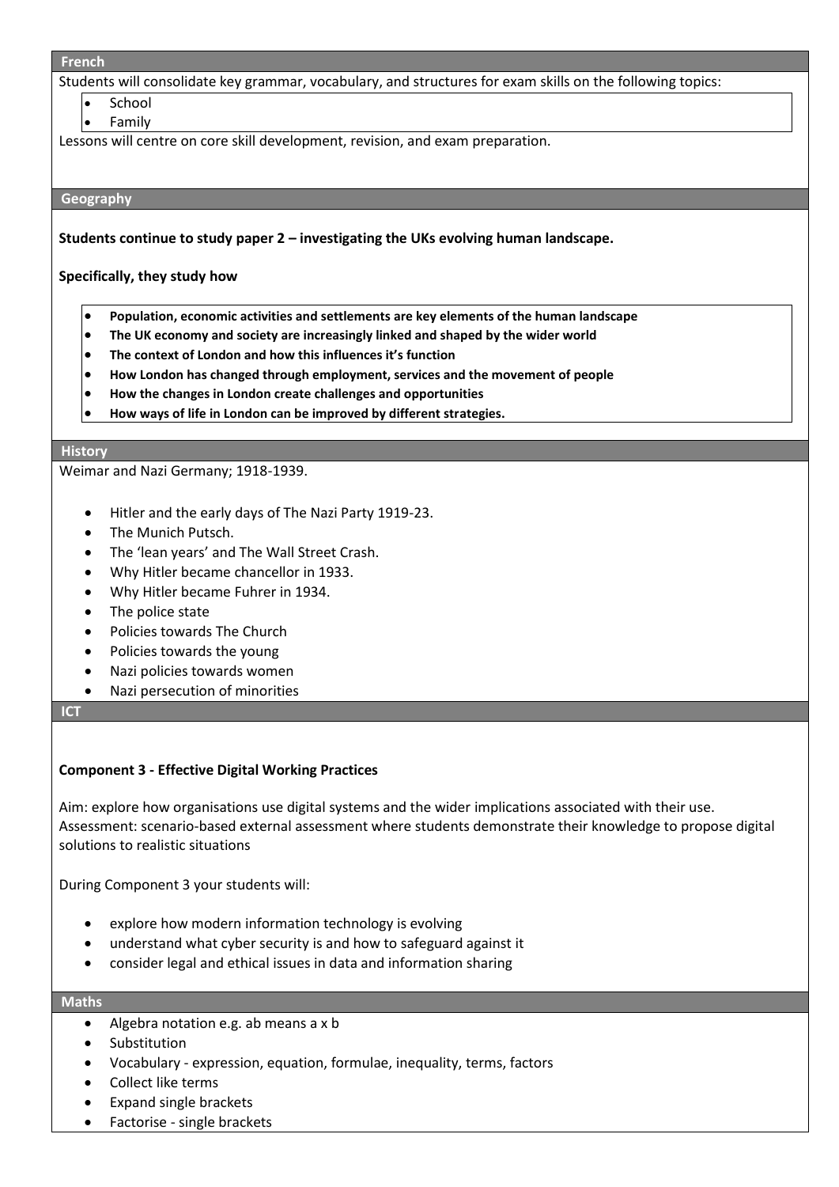## French

Students will consolidate key grammar, vocabulary, and structures for exam skills on the following topics:

- School
- Family

Lessons will centre on core skill development, revision, and exam preparation.

## Geography

**Students continue to study paper 2 – investigating the UKs evolving human landscape.**

**Specifically, they study how**

- **Population, economic activities and settlements are key elements of the human landscape**
- **The UK economy and society are increasingly linked and shaped by the wider world**
- **The context of London and how this influences it's function**
- **How London has changed through employment, services and the movement of people**
- **How the changes in London create challenges and opportunities**
- **How ways of life in London can be improved by different strategies.**

## History

Weimar and Nazi Germany; 1918-1939.

- Hitler and the early days of The Nazi Party 1919-23.
- The Munich Putsch.
- The 'lean years' and The Wall Street Crash.
- Why Hitler became chancellor in 1933.
- Why Hitler became Fuhrer in 1934.
- The police state
- Policies towards The Church
- Policies towards the young
- Nazi policies towards women
- Nazi persecution of minorities

## ICT

**Component 3 - Effective Digital Working Practices**

Aim: explore how organisations use digital systems and the wider implications associated with their use.
Assessment: scenario-based external assessment where students demonstrate their knowledge to propose digital solutions to realistic situations

During Component 3 your students will:

- explore how modern information technology is evolving
- understand what cyber security is and how to safeguard against it
- consider legal and ethical issues in data and information sharing

## Maths

- Algebra notation e.g. ab means a x b
- Substitution
- Vocabulary - expression, equation, formulae, inequality, terms, factors
- Collect like terms
- Expand single brackets
- Factorise - single brackets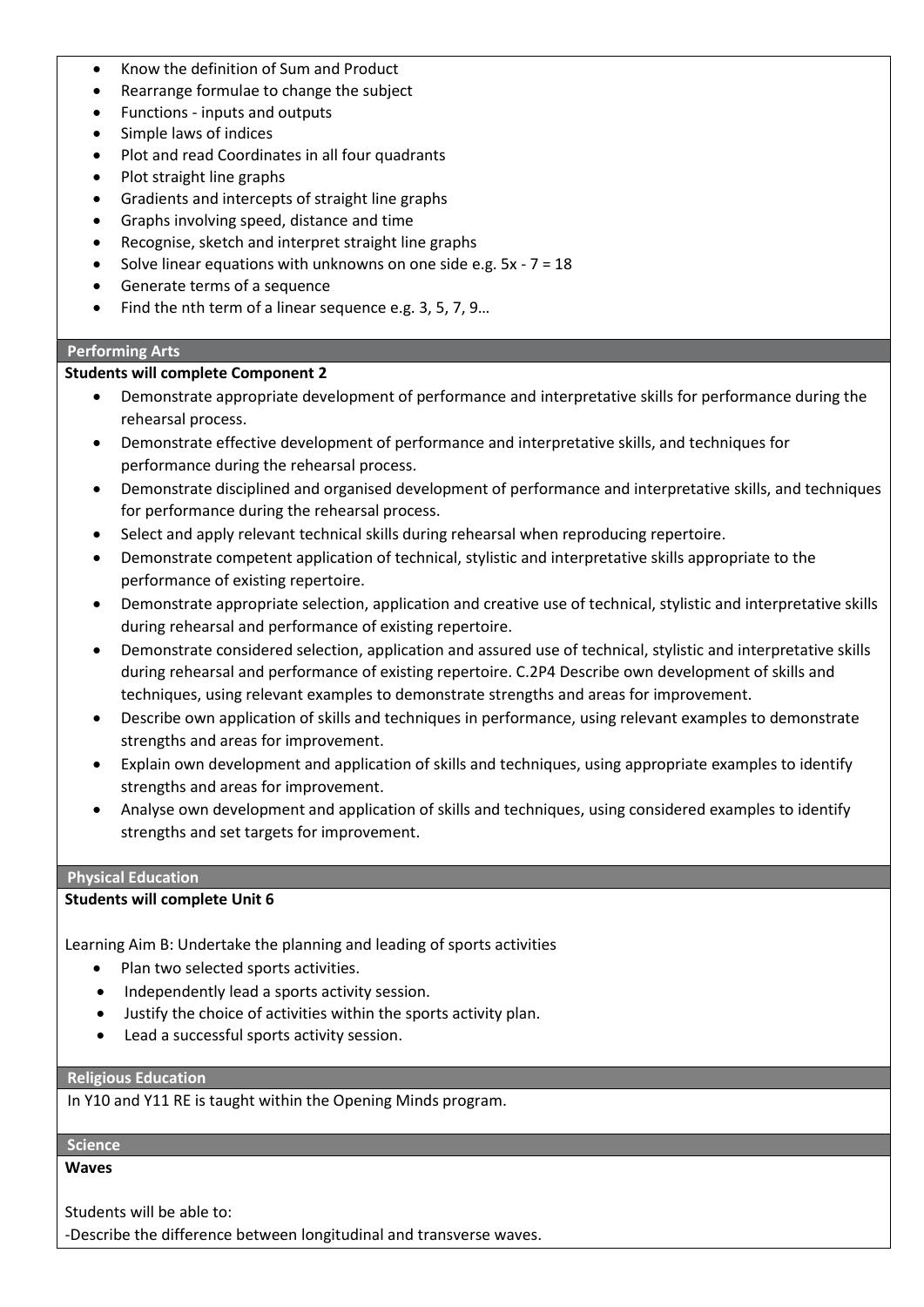- Know the definition of Sum and Product
- Rearrange formulae to change the subject
- Functions - inputs and outputs
- Simple laws of indices
- Plot and read Coordinates in all four quadrants
- Plot straight line graphs
- Gradients and intercepts of straight line graphs
- Graphs involving speed, distance and time
- Recognise, sketch and interpret straight line graphs
- Solve linear equations with unknowns on one side e.g. $5x - 7 = 18$
- Generate terms of a sequence
- Find the nth term of a linear sequence e.g. 3, 5, 7, 9…

## Performing Arts

**Students will complete Component 2**

- Demonstrate appropriate development of performance and interpretative skills for performance during the rehearsal process.
- Demonstrate effective development of performance and interpretative skills, and techniques for performance during the rehearsal process.
- Demonstrate disciplined and organised development of performance and interpretative skills, and techniques for performance during the rehearsal process.
- Select and apply relevant technical skills during rehearsal when reproducing repertoire.
- Demonstrate competent application of technical, stylistic and interpretative skills appropriate to the performance of existing repertoire.
- Demonstrate appropriate selection, application and creative use of technical, stylistic and interpretative skills during rehearsal and performance of existing repertoire.
- Demonstrate considered selection, application and assured use of technical, stylistic and interpretative skills during rehearsal and performance of existing repertoire. C.2P4 Describe own development of skills and techniques, using relevant examples to demonstrate strengths and areas for improvement.
- Describe own application of skills and techniques in performance, using relevant examples to demonstrate strengths and areas for improvement.
- Explain own development and application of skills and techniques, using appropriate examples to identify strengths and areas for improvement.
- Analyse own development and application of skills and techniques, using considered examples to identify strengths and set targets for improvement.

## Physical Education

**Students will complete Unit 6**

Learning Aim B: Undertake the planning and leading of sports activities

- Plan two selected sports activities.
- Independently lead a sports activity session.
- Justify the choice of activities within the sports activity plan.
- Lead a successful sports activity session.

## Religious Education

In Y10 and Y11 RE is taught within the Opening Minds program.

## Science

**Waves**

Students will be able to:

-Describe the difference between longitudinal and transverse waves.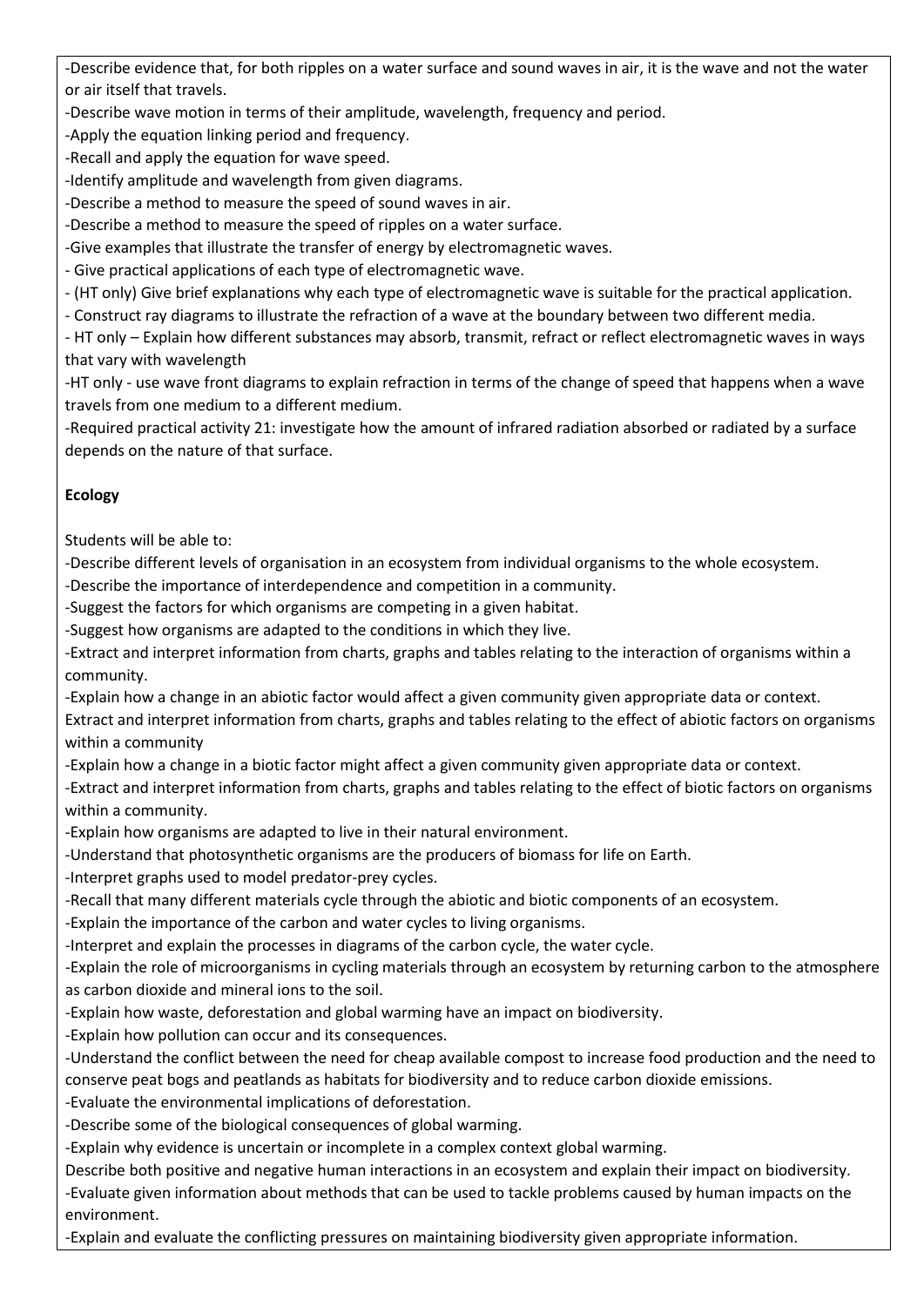-Describe evidence that, for both ripples on a water surface and sound waves in air, it is the wave and not the water or air itself that travels.
-Describe wave motion in terms of their amplitude, wavelength, frequency and period.
-Apply the equation linking period and frequency.
-Recall and apply the equation for wave speed.
-Identify amplitude and wavelength from given diagrams.
-Describe a method to measure the speed of sound waves in air.
-Describe a method to measure the speed of ripples on a water surface.
-Give examples that illustrate the transfer of energy by electromagnetic waves.
- Give practical applications of each type of electromagnetic wave.
- (HT only) Give brief explanations why each type of electromagnetic wave is suitable for the practical application.
- Construct ray diagrams to illustrate the refraction of a wave at the boundary between two different media.
- HT only – Explain how different substances may absorb, transmit, refract or reflect electromagnetic waves in ways that vary with wavelength
-HT only - use wave front diagrams to explain refraction in terms of the change of speed that happens when a wave travels from one medium to a different medium.
-Required practical activity 21: investigate how the amount of infrared radiation absorbed or radiated by a surface depends on the nature of that surface.

**Ecology**

Students will be able to:
-Describe different levels of organisation in an ecosystem from individual organisms to the whole ecosystem.
-Describe the importance of interdependence and competition in a community.
-Suggest the factors for which organisms are competing in a given habitat.
-Suggest how organisms are adapted to the conditions in which they live.
-Extract and interpret information from charts, graphs and tables relating to the interaction of organisms within a community.
-Explain how a change in an abiotic factor would affect a given community given appropriate data or context.
Extract and interpret information from charts, graphs and tables relating to the effect of abiotic factors on organisms within a community
-Explain how a change in a biotic factor might affect a given community given appropriate data or context.
-Extract and interpret information from charts, graphs and tables relating to the effect of biotic factors on organisms within a community.
-Explain how organisms are adapted to live in their natural environment.
-Understand that photosynthetic organisms are the producers of biomass for life on Earth.
-Interpret graphs used to model predator-prey cycles.
-Recall that many different materials cycle through the abiotic and biotic components of an ecosystem.
-Explain the importance of the carbon and water cycles to living organisms.
-Interpret and explain the processes in diagrams of the carbon cycle, the water cycle.
-Explain the role of microorganisms in cycling materials through an ecosystem by returning carbon to the atmosphere as carbon dioxide and mineral ions to the soil.
-Explain how waste, deforestation and global warming have an impact on biodiversity.
-Explain how pollution can occur and its consequences.
-Understand the conflict between the need for cheap available compost to increase food production and the need to conserve peat bogs and peatlands as habitats for biodiversity and to reduce carbon dioxide emissions.
-Evaluate the environmental implications of deforestation.
-Describe some of the biological consequences of global warming.
-Explain why evidence is uncertain or incomplete in a complex context global warming.
Describe both positive and negative human interactions in an ecosystem and explain their impact on biodiversity.
-Evaluate given information about methods that can be used to tackle problems caused by human impacts on the environment.
-Explain and evaluate the conflicting pressures on maintaining biodiversity given appropriate information.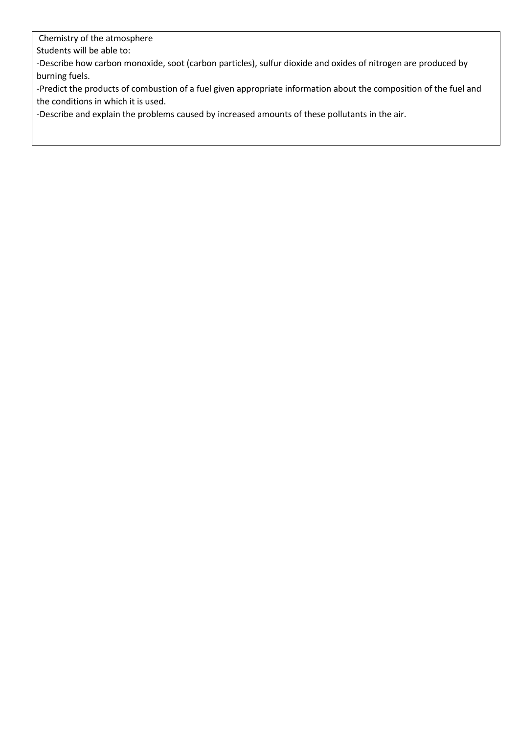Chemistry of the atmosphere

Students will be able to:

-Describe how carbon monoxide, soot (carbon particles), sulfur dioxide and oxides of nitrogen are produced by burning fuels.

-Predict the products of combustion of a fuel given appropriate information about the composition of the fuel and the conditions in which it is used.

-Describe and explain the problems caused by increased amounts of these pollutants in the air.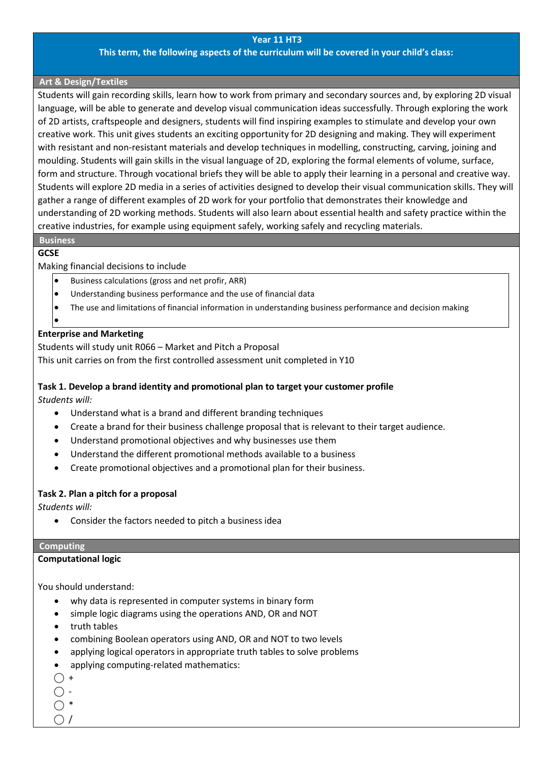**Year 11 HT3**

**This term, the following aspects of the curriculum will be covered in your child's class:**

## Art & Design/Textiles

Students will gain recording skills, learn how to work from primary and secondary sources and, by exploring 2D visual language, will be able to generate and develop visual communication ideas successfully. Through exploring the work of 2D artists, craftspeople and designers, students will find inspiring examples to stimulate and develop your own creative work. This unit gives students an exciting opportunity for 2D designing and making. They will experiment with resistant and non-resistant materials and develop techniques in modelling, constructing, carving, joining and moulding. Students will gain skills in the visual language of 2D, exploring the formal elements of volume, surface, form and structure. Through vocational briefs they will be able to apply their learning in a personal and creative way. Students will explore 2D media in a series of activities designed to develop their visual communication skills. They will gather a range of different examples of 2D work for your portfolio that demonstrates their knowledge and understanding of 2D working methods. Students will also learn about essential health and safety practice within the creative industries, for example using equipment safely, working safely and recycling materials.

## Business

**GCSE**

Making financial decisions to include

- Business calculations (gross and net profir, ARR)
- Understanding business performance and the use of financial data
- The use and limitations of financial information in understanding business performance and decision making
-

**Enterprise and Marketing**

Students will study unit R066 – Market and Pitch a Proposal

This unit carries on from the first controlled assessment unit completed in Y10

**Task 1. Develop a brand identity and promotional plan to target your customer profile**

*Students will:*

- Understand what is a brand and different branding techniques
- Create a brand for their business challenge proposal that is relevant to their target audience.
- Understand promotional objectives and why businesses use them
- Understand the different promotional methods available to a business
- Create promotional objectives and a promotional plan for their business.

**Task 2. Plan a pitch for a proposal**

*Students will:*

- Consider the factors needed to pitch a business idea

## Computing

**Computational logic**

You should understand:

- why data is represented in computer systems in binary form
- simple logic diagrams using the operations AND, OR and NOT
- truth tables
- combining Boolean operators using AND, OR and NOT to two levels
- applying logical operators in appropriate truth tables to solve problems
- applying computing-related mathematics:
  - +
  - -
  - *
  - /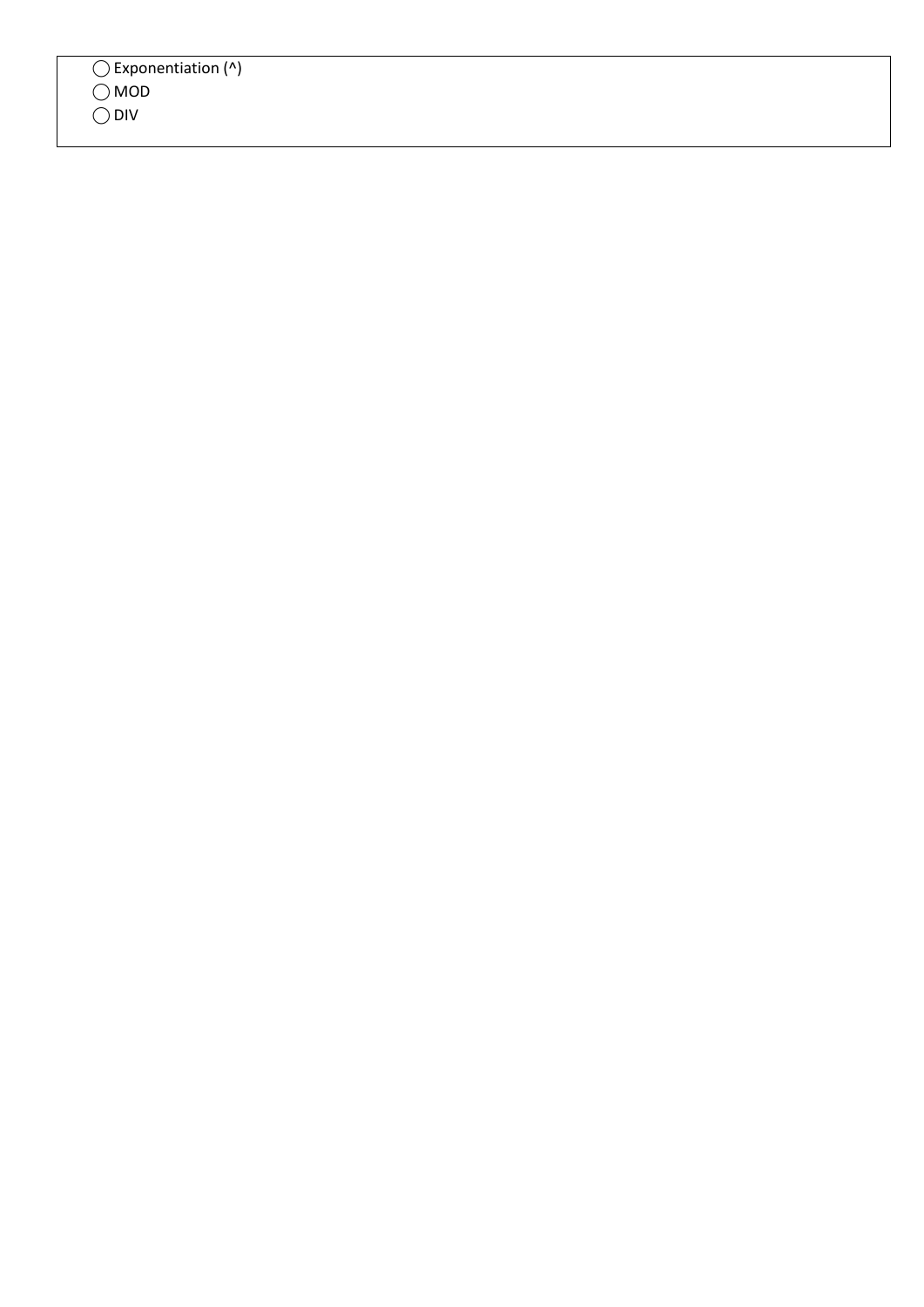◯ Exponentiation (^)
◯ MOD
◯ DIV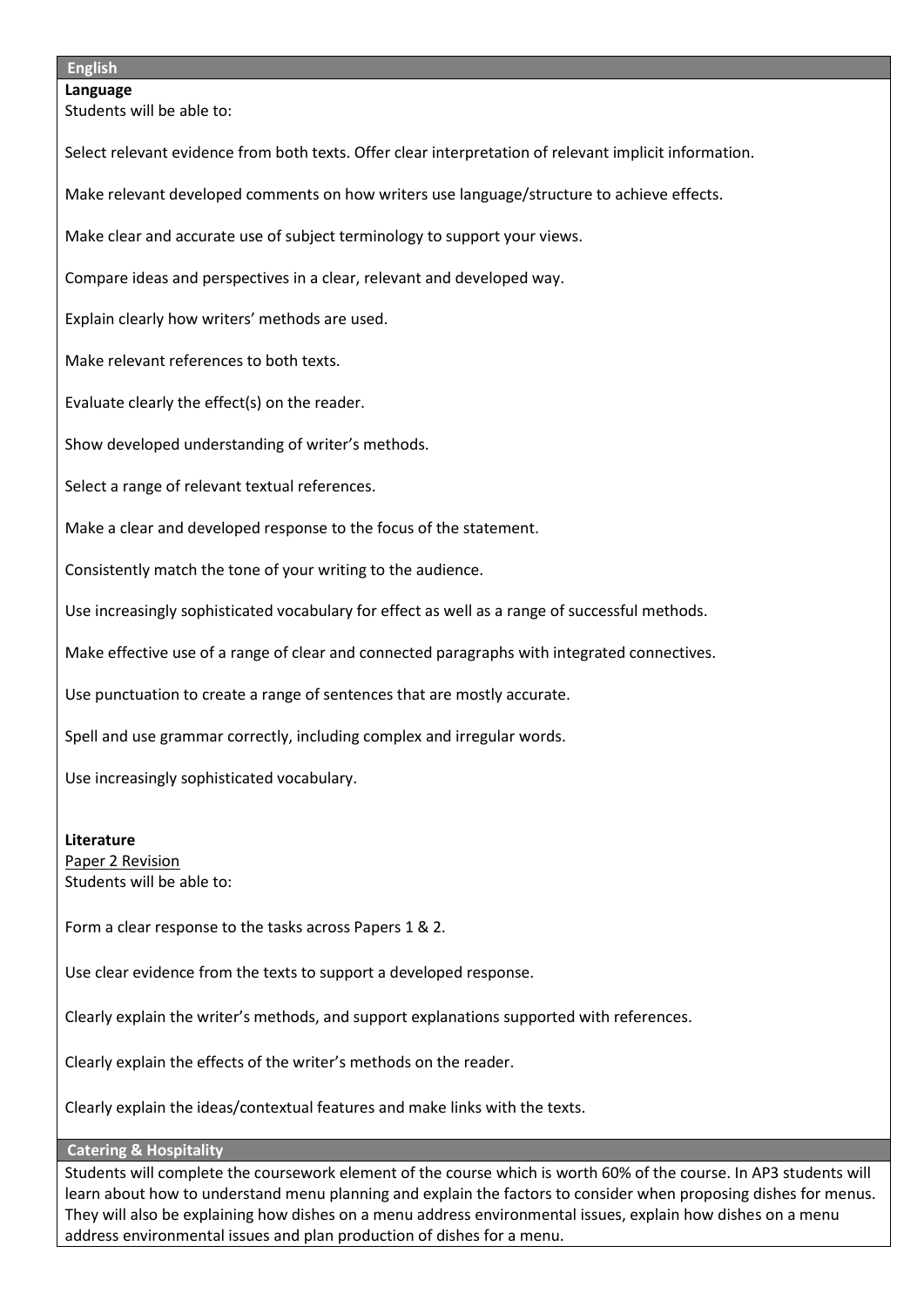## English

**Language**

Students will be able to:

Select relevant evidence from both texts. Offer clear interpretation of relevant implicit information.

Make relevant developed comments on how writers use language/structure to achieve effects.

Make clear and accurate use of subject terminology to support your views.

Compare ideas and perspectives in a clear, relevant and developed way.

Explain clearly how writers' methods are used.

Make relevant references to both texts.

Evaluate clearly the effect(s) on the reader.

Show developed understanding of writer's methods.

Select a range of relevant textual references.

Make a clear and developed response to the focus of the statement.

Consistently match the tone of your writing to the audience.

Use increasingly sophisticated vocabulary for effect as well as a range of successful methods.

Make effective use of a range of clear and connected paragraphs with integrated connectives.

Use punctuation to create a range of sentences that are mostly accurate.

Spell and use grammar correctly, including complex and irregular words.

Use increasingly sophisticated vocabulary.

**Literature**

Paper 2 Revision

Students will be able to:

Form a clear response to the tasks across Papers 1 & 2.

Use clear evidence from the texts to support a developed response.

Clearly explain the writer's methods, and support explanations supported with references.

Clearly explain the effects of the writer's methods on the reader.

Clearly explain the ideas/contextual features and make links with the texts.

## Catering & Hospitality

Students will complete the coursework element of the course which is worth 60% of the course. In AP3 students will learn about how to understand menu planning and explain the factors to consider when proposing dishes for menus. They will also be explaining how dishes on a menu address environmental issues, explain how dishes on a menu address environmental issues and plan production of dishes for a menu.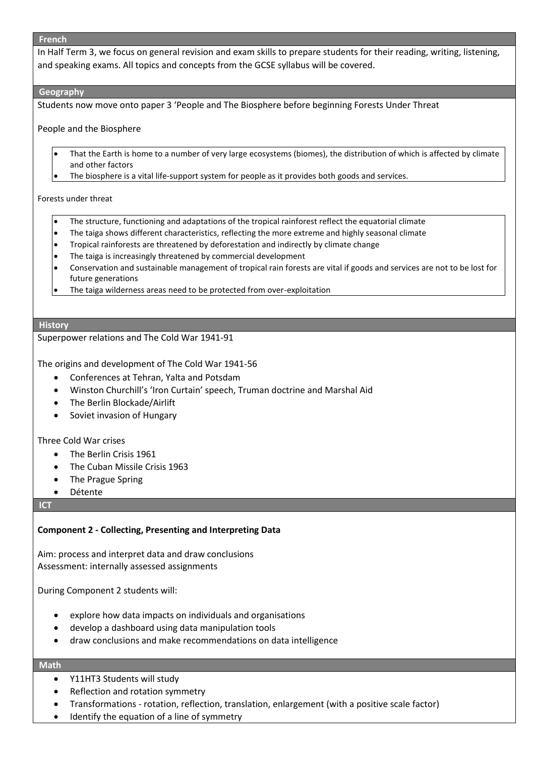## French

In Half Term 3, we focus on general revision and exam skills to prepare students for their reading, writing, listening, and speaking exams. All topics and concepts from the GCSE syllabus will be covered.

## Geography

Students now move onto paper 3 'People and The Biosphere before beginning Forests Under Threat

People and the Biosphere

- That the Earth is home to a number of very large ecosystems (biomes), the distribution of which is affected by climate and other factors
- The biosphere is a vital life-support system for people as it provides both goods and services.

Forests under threat

- The structure, functioning and adaptations of the tropical rainforest reflect the equatorial climate
- The taiga shows different characteristics, reflecting the more extreme and highly seasonal climate
- Tropical rainforests are threatened by deforestation and indirectly by climate change
- The taiga is increasingly threatened by commercial development
- Conservation and sustainable management of tropical rain forests are vital if goods and services are not to be lost for future generations
- The taiga wilderness areas need to be protected from over-exploitation

## History

Superpower relations and The Cold War 1941-91

The origins and development of The Cold War 1941-56

- Conferences at Tehran, Yalta and Potsdam
- Winston Churchill's 'Iron Curtain' speech, Truman doctrine and Marshal Aid
- The Berlin Blockade/Airlift
- Soviet invasion of Hungary

Three Cold War crises

- The Berlin Crisis 1961
- The Cuban Missile Crisis 1963
- The Prague Spring
- Détente

## ICT

**Component 2 - Collecting, Presenting and Interpreting Data**

Aim: process and interpret data and draw conclusions
Assessment: internally assessed assignments

During Component 2 students will:

- explore how data impacts on individuals and organisations
- develop a dashboard using data manipulation tools
- draw conclusions and make recommendations on data intelligence

## Math

- Y11HT3 Students will study
- Reflection and rotation symmetry
- Transformations - rotation, reflection, translation, enlargement (with a positive scale factor)
- Identify the equation of a line of symmetry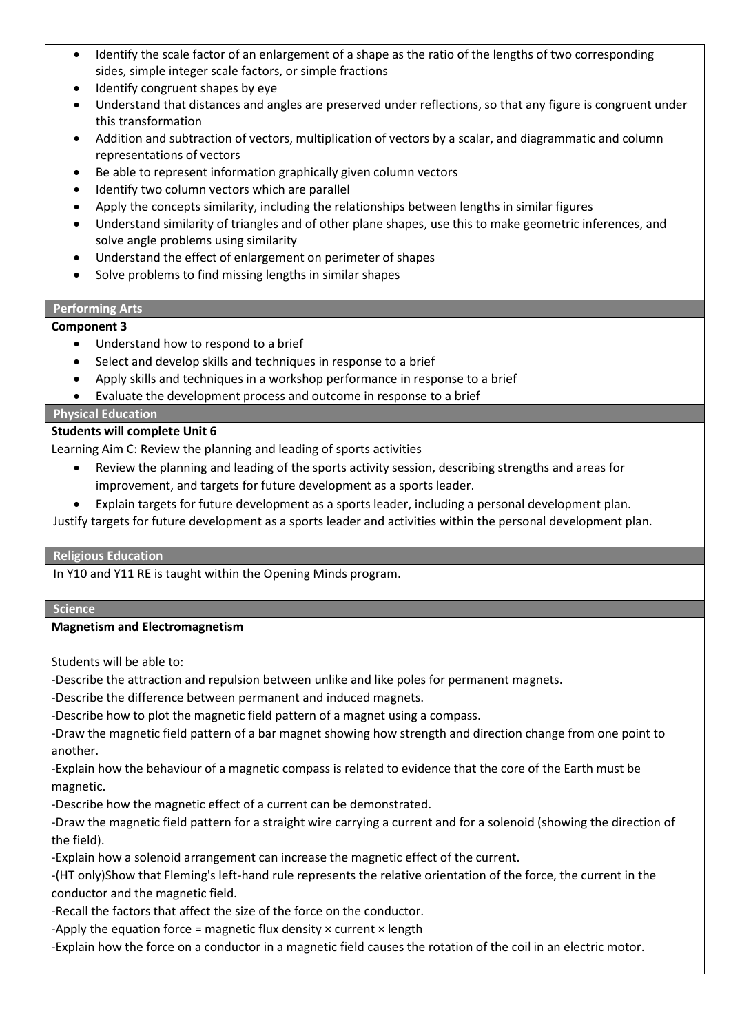- Identify the scale factor of an enlargement of a shape as the ratio of the lengths of two corresponding sides, simple integer scale factors, or simple fractions
- Identify congruent shapes by eye
- Understand that distances and angles are preserved under reflections, so that any figure is congruent under this transformation
- Addition and subtraction of vectors, multiplication of vectors by a scalar, and diagrammatic and column representations of vectors
- Be able to represent information graphically given column vectors
- Identify two column vectors which are parallel
- Apply the concepts similarity, including the relationships between lengths in similar figures
- Understand similarity of triangles and of other plane shapes, use this to make geometric inferences, and solve angle problems using similarity
- Understand the effect of enlargement on perimeter of shapes
- Solve problems to find missing lengths in similar shapes

## Performing Arts

**Component 3**

- Understand how to respond to a brief
- Select and develop skills and techniques in response to a brief
- Apply skills and techniques in a workshop performance in response to a brief
- Evaluate the development process and outcome in response to a brief

## Physical Education

**Students will complete Unit 6**

Learning Aim C: Review the planning and leading of sports activities

- Review the planning and leading of the sports activity session, describing strengths and areas for improvement, and targets for future development as a sports leader.
- Explain targets for future development as a sports leader, including a personal development plan.

Justify targets for future development as a sports leader and activities within the personal development plan.

## Religious Education

In Y10 and Y11 RE is taught within the Opening Minds program.

## Science

**Magnetism and Electromagnetism**

Students will be able to:

-Describe the attraction and repulsion between unlike and like poles for permanent magnets.

-Describe the difference between permanent and induced magnets.

-Describe how to plot the magnetic field pattern of a magnet using a compass.

-Draw the magnetic field pattern of a bar magnet showing how strength and direction change from one point to another.

-Explain how the behaviour of a magnetic compass is related to evidence that the core of the Earth must be magnetic.

-Describe how the magnetic effect of a current can be demonstrated.

-Draw the magnetic field pattern for a straight wire carrying a current and for a solenoid (showing the direction of the field).

-Explain how a solenoid arrangement can increase the magnetic effect of the current.

-(HT only)Show that Fleming's left-hand rule represents the relative orientation of the force, the current in the conductor and the magnetic field.

-Recall the factors that affect the size of the force on the conductor.

-Apply the equation force = magnetic flux density × current × length

-Explain how the force on a conductor in a magnetic field causes the rotation of the coil in an electric motor.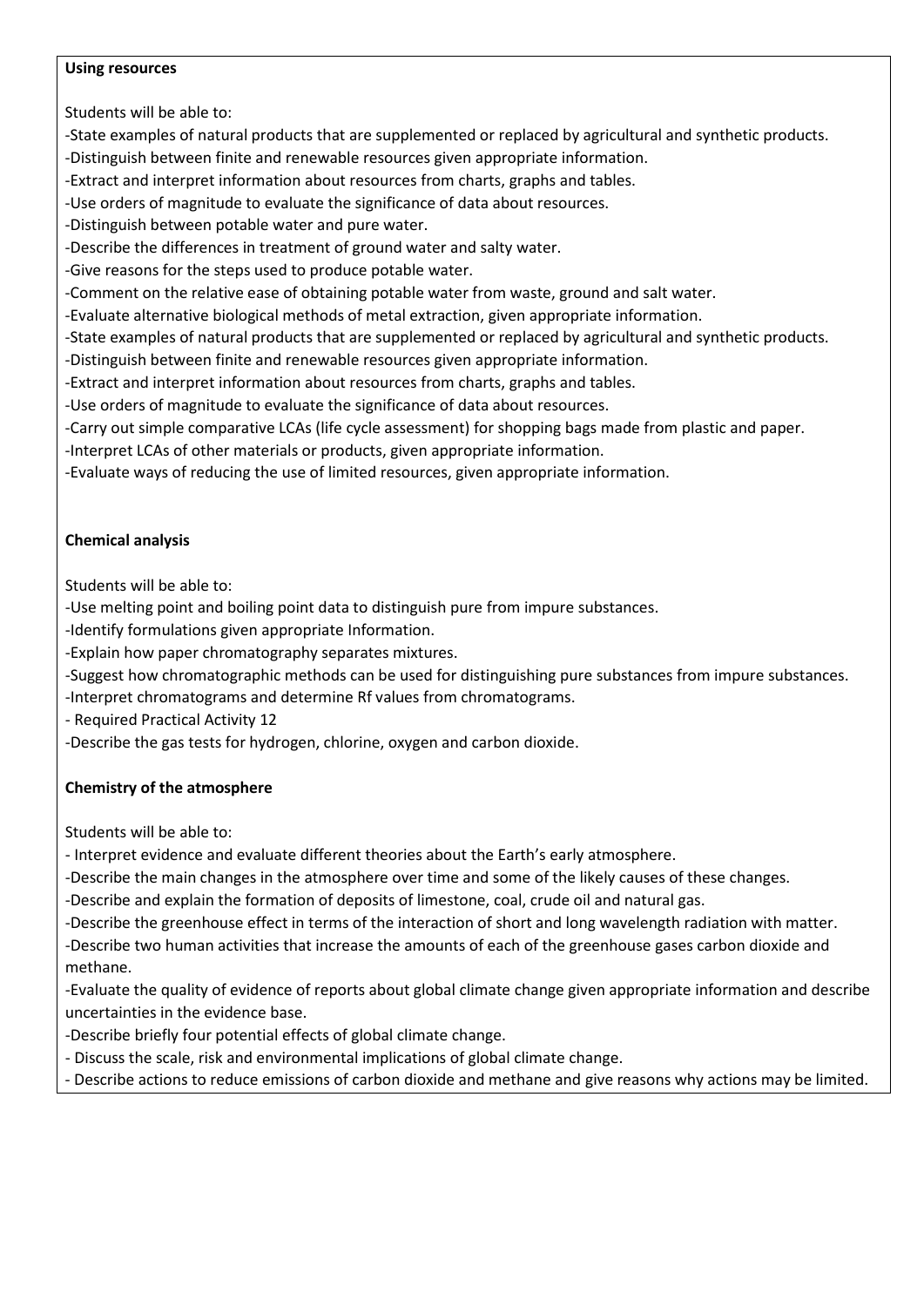**Using resources**

Students will be able to:

-State examples of natural products that are supplemented or replaced by agricultural and synthetic products.
-Distinguish between finite and renewable resources given appropriate information.
-Extract and interpret information about resources from charts, graphs and tables.
-Use orders of magnitude to evaluate the significance of data about resources.
-Distinguish between potable water and pure water.
-Describe the differences in treatment of ground water and salty water.
-Give reasons for the steps used to produce potable water.
-Comment on the relative ease of obtaining potable water from waste, ground and salt water.
-Evaluate alternative biological methods of metal extraction, given appropriate information.
-State examples of natural products that are supplemented or replaced by agricultural and synthetic products.
-Distinguish between finite and renewable resources given appropriate information.
-Extract and interpret information about resources from charts, graphs and tables.
-Use orders of magnitude to evaluate the significance of data about resources.
-Carry out simple comparative LCAs (life cycle assessment) for shopping bags made from plastic and paper.
-Interpret LCAs of other materials or products, given appropriate information.
-Evaluate ways of reducing the use of limited resources, given appropriate information.

**Chemical analysis**

Students will be able to:

-Use melting point and boiling point data to distinguish pure from impure substances.
-Identify formulations given appropriate Information.
-Explain how paper chromatography separates mixtures.
-Suggest how chromatographic methods can be used for distinguishing pure substances from impure substances.
-Interpret chromatograms and determine Rf values from chromatograms.
- Required Practical Activity 12
-Describe the gas tests for hydrogen, chlorine, oxygen and carbon dioxide.

**Chemistry of the atmosphere**

Students will be able to:

- Interpret evidence and evaluate different theories about the Earth's early atmosphere.
-Describe the main changes in the atmosphere over time and some of the likely causes of these changes.
-Describe and explain the formation of deposits of limestone, coal, crude oil and natural gas.
-Describe the greenhouse effect in terms of the interaction of short and long wavelength radiation with matter.
-Describe two human activities that increase the amounts of each of the greenhouse gases carbon dioxide and methane.
-Evaluate the quality of evidence of reports about global climate change given appropriate information and describe uncertainties in the evidence base.
-Describe briefly four potential effects of global climate change.
- Discuss the scale, risk and environmental implications of global climate change.
- Describe actions to reduce emissions of carbon dioxide and methane and give reasons why actions may be limited.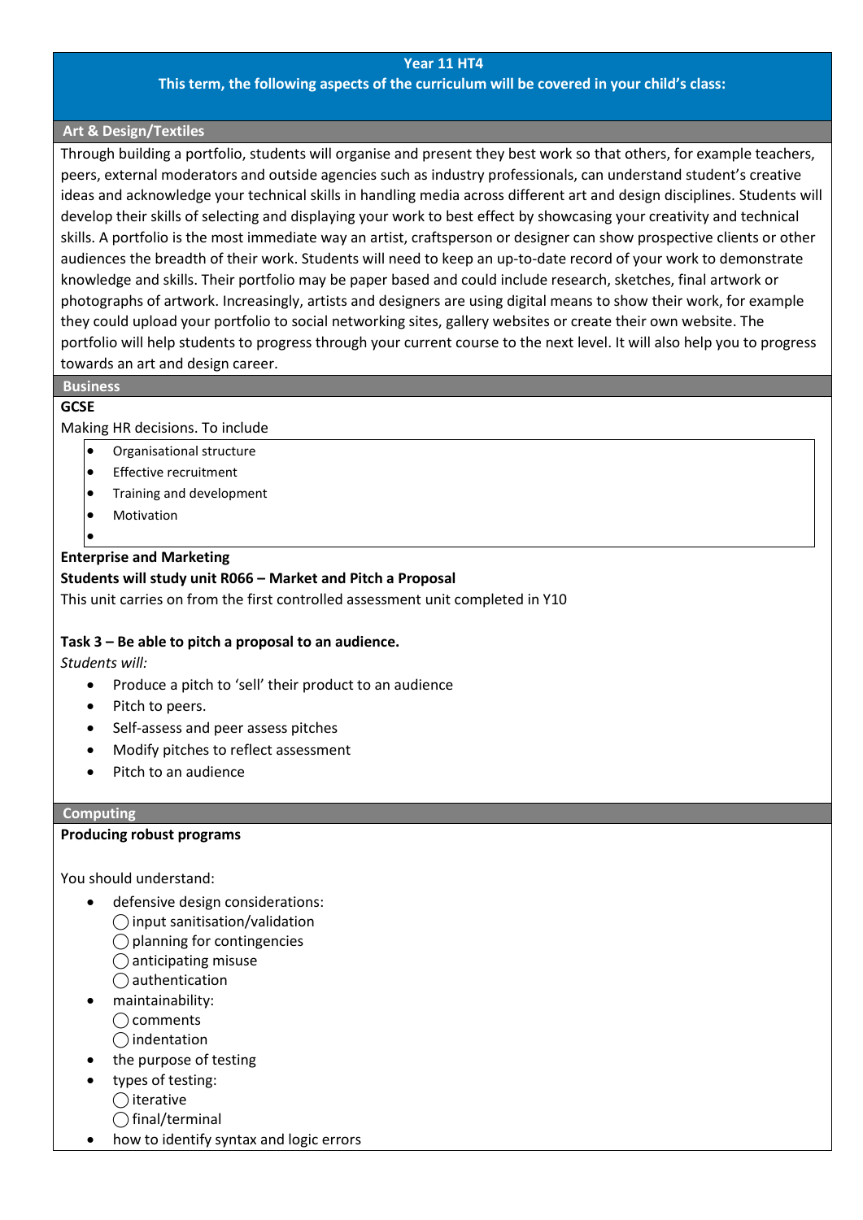## Year 11 HT4

**This term, the following aspects of the curriculum will be covered in your child's class:**

### Art & Design/Textiles

Through building a portfolio, students will organise and present they best work so that others, for example teachers, peers, external moderators and outside agencies such as industry professionals, can understand student's creative ideas and acknowledge your technical skills in handling media across different art and design disciplines. Students will develop their skills of selecting and displaying your work to best effect by showcasing your creativity and technical skills. A portfolio is the most immediate way an artist, craftsperson or designer can show prospective clients or other audiences the breadth of their work. Students will need to keep an up-to-date record of your work to demonstrate knowledge and skills. Their portfolio may be paper based and could include research, sketches, final artwork or photographs of artwork. Increasingly, artists and designers are using digital means to show their work, for example they could upload your portfolio to social networking sites, gallery websites or create their own website. The portfolio will help students to progress through your current course to the next level. It will also help you to progress towards an art and design career.

### Business

**GCSE**

Making HR decisions. To include

- Organisational structure
- Effective recruitment
- Training and development
- Motivation
-

**Enterprise and Marketing**

**Students will study unit R066 – Market and Pitch a Proposal**

This unit carries on from the first controlled assessment unit completed in Y10

**Task 3 – Be able to pitch a proposal to an audience.**

*Students will:*

- Produce a pitch to 'sell' their product to an audience
- Pitch to peers.
- Self-assess and peer assess pitches
- Modify pitches to reflect assessment
- Pitch to an audience

### Computing

**Producing robust programs**

You should understand:

- defensive design considerations:
  - input sanitisation/validation
  - planning for contingencies
  - anticipating misuse
  - authentication
- maintainability:
  - comments
  - indentation
- the purpose of testing
- types of testing:
  - iterative
  - final/terminal
- how to identify syntax and logic errors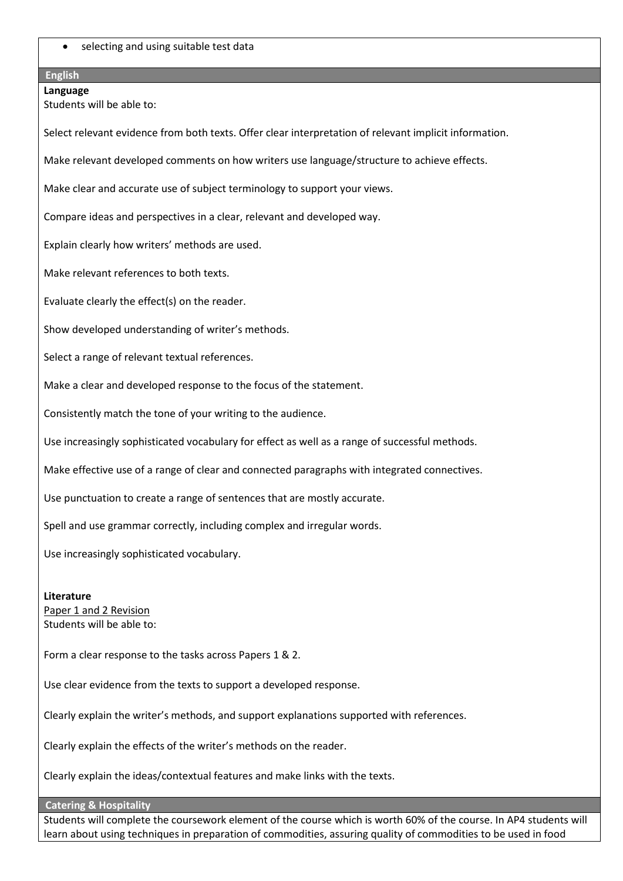- selecting and using suitable test data

## English

**Language**

Students will be able to:

Select relevant evidence from both texts. Offer clear interpretation of relevant implicit information.

Make relevant developed comments on how writers use language/structure to achieve effects.

Make clear and accurate use of subject terminology to support your views.

Compare ideas and perspectives in a clear, relevant and developed way.

Explain clearly how writers' methods are used.

Make relevant references to both texts.

Evaluate clearly the effect(s) on the reader.

Show developed understanding of writer's methods.

Select a range of relevant textual references.

Make a clear and developed response to the focus of the statement.

Consistently match the tone of your writing to the audience.

Use increasingly sophisticated vocabulary for effect as well as a range of successful methods.

Make effective use of a range of clear and connected paragraphs with integrated connectives.

Use punctuation to create a range of sentences that are mostly accurate.

Spell and use grammar correctly, including complex and irregular words.

Use increasingly sophisticated vocabulary.

**Literature**

Paper 1 and 2 Revision

Students will be able to:

Form a clear response to the tasks across Papers 1 & 2.

Use clear evidence from the texts to support a developed response.

Clearly explain the writer's methods, and support explanations supported with references.

Clearly explain the effects of the writer's methods on the reader.

Clearly explain the ideas/contextual features and make links with the texts.

## Catering & Hospitality

Students will complete the coursework element of the course which is worth 60% of the course. In AP4 students will learn about using techniques in preparation of commodities, assuring quality of commodities to be used in food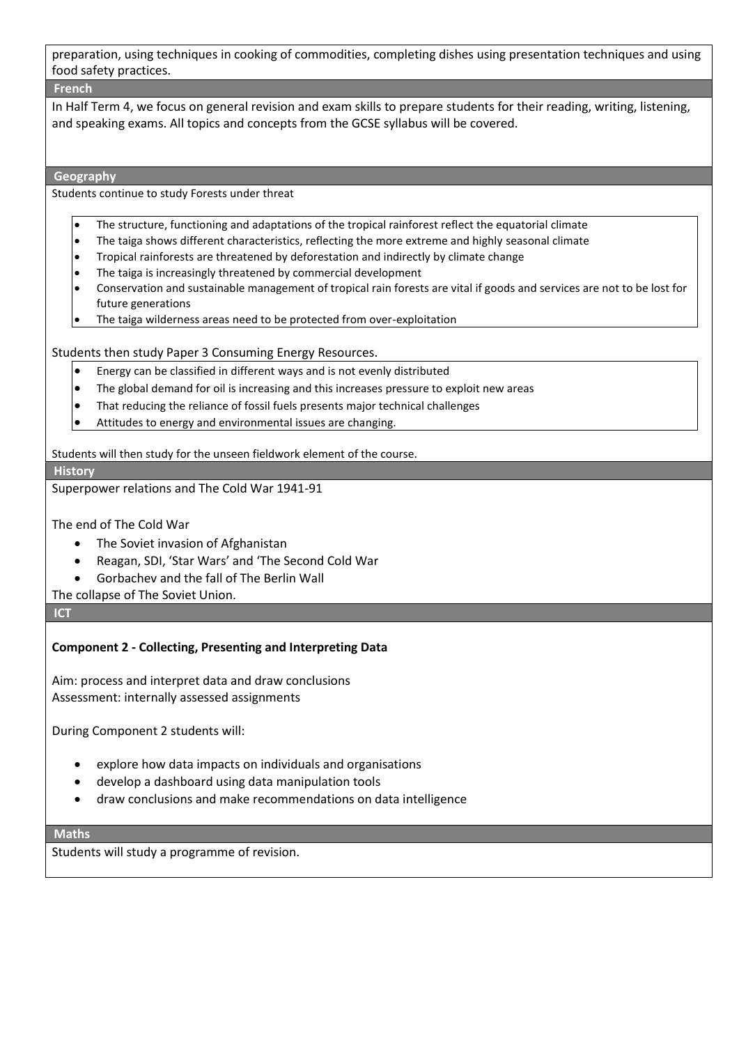preparation, using techniques in cooking of commodities, completing dishes using presentation techniques and using food safety practices.

## French

In Half Term 4, we focus on general revision and exam skills to prepare students for their reading, writing, listening, and speaking exams. All topics and concepts from the GCSE syllabus will be covered.

## Geography

Students continue to study Forests under threat

- The structure, functioning and adaptations of the tropical rainforest reflect the equatorial climate
- The taiga shows different characteristics, reflecting the more extreme and highly seasonal climate
- Tropical rainforests are threatened by deforestation and indirectly by climate change
- The taiga is increasingly threatened by commercial development
- Conservation and sustainable management of tropical rain forests are vital if goods and services are not to be lost for future generations
- The taiga wilderness areas need to be protected from over-exploitation

Students then study Paper 3 Consuming Energy Resources.

- Energy can be classified in different ways and is not evenly distributed
- The global demand for oil is increasing and this increases pressure to exploit new areas
- That reducing the reliance of fossil fuels presents major technical challenges
- Attitudes to energy and environmental issues are changing.

Students will then study for the unseen fieldwork element of the course.

## History

Superpower relations and The Cold War 1941-91

The end of The Cold War

- The Soviet invasion of Afghanistan
- Reagan, SDI, 'Star Wars' and 'The Second Cold War
- Gorbachev and the fall of The Berlin Wall

The collapse of The Soviet Union.

## ICT

**Component 2 - Collecting, Presenting and Interpreting Data**

Aim: process and interpret data and draw conclusions
Assessment: internally assessed assignments

During Component 2 students will:

- explore how data impacts on individuals and organisations
- develop a dashboard using data manipulation tools
- draw conclusions and make recommendations on data intelligence

## Maths

Students will study a programme of revision.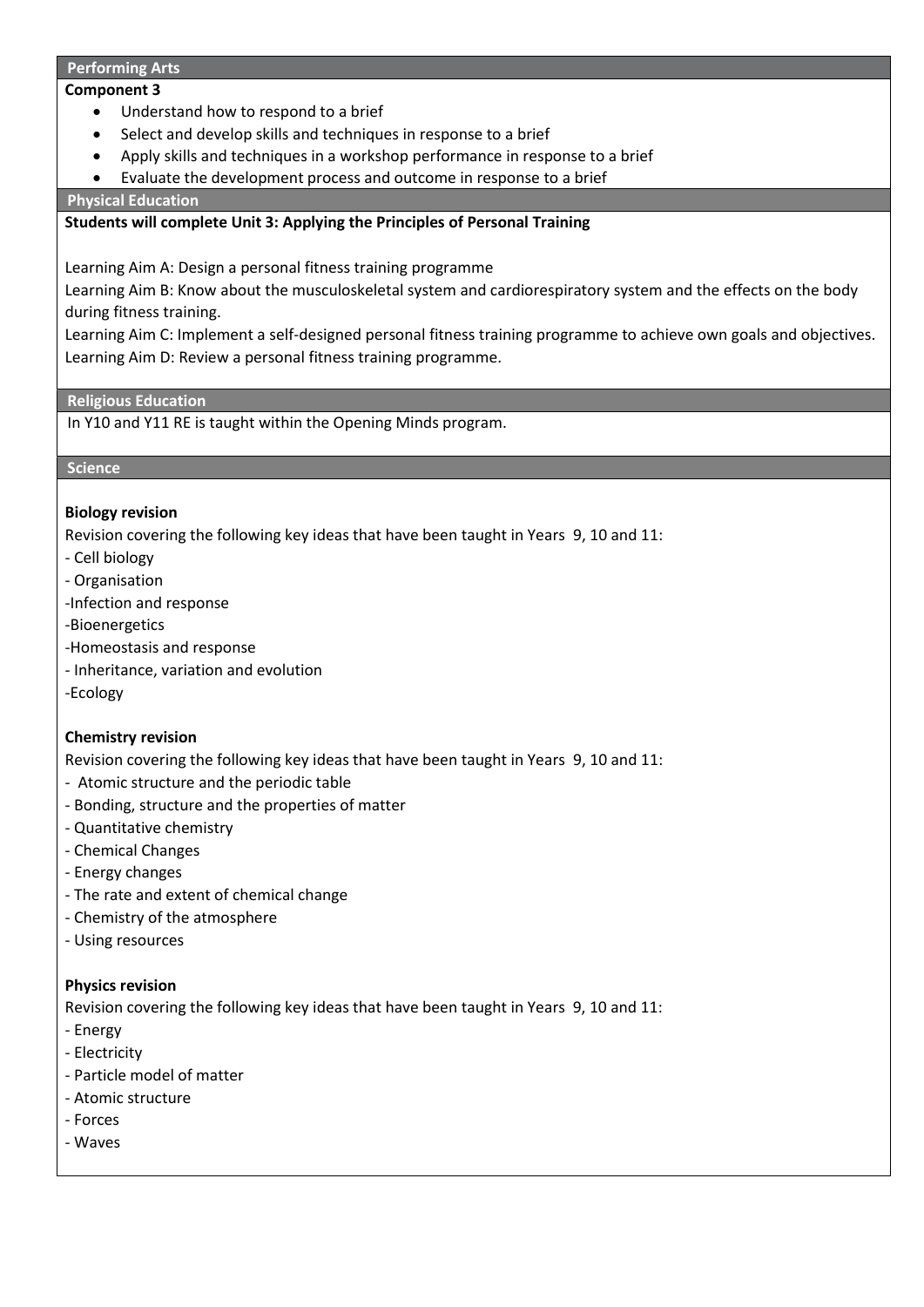## Performing Arts

**Component 3**

- Understand how to respond to a brief
- Select and develop skills and techniques in response to a brief
- Apply skills and techniques in a workshop performance in response to a brief
- Evaluate the development process and outcome in response to a brief

## Physical Education

**Students will complete Unit 3: Applying the Principles of Personal Training**

Learning Aim A: Design a personal fitness training programme

Learning Aim B: Know about the musculoskeletal system and cardiorespiratory system and the effects on the body during fitness training.

Learning Aim C: Implement a self-designed personal fitness training programme to achieve own goals and objectives.

Learning Aim D: Review a personal fitness training programme.

## Religious Education

In Y10 and Y11 RE is taught within the Opening Minds program.

## Science

**Biology revision**

Revision covering the following key ideas that have been taught in Years 9, 10 and 11:

- Cell biology
- Organisation
- Infection and response
- Bioenergetics
- Homeostasis and response
- Inheritance, variation and evolution
- Ecology

**Chemistry revision**

Revision covering the following key ideas that have been taught in Years 9, 10 and 11:

- Atomic structure and the periodic table
- Bonding, structure and the properties of matter
- Quantitative chemistry
- Chemical Changes
- Energy changes
- The rate and extent of chemical change
- Chemistry of the atmosphere
- Using resources

**Physics revision**

Revision covering the following key ideas that have been taught in Years 9, 10 and 11:

- Energy
- Electricity
- Particle model of matter
- Atomic structure
- Forces
- Waves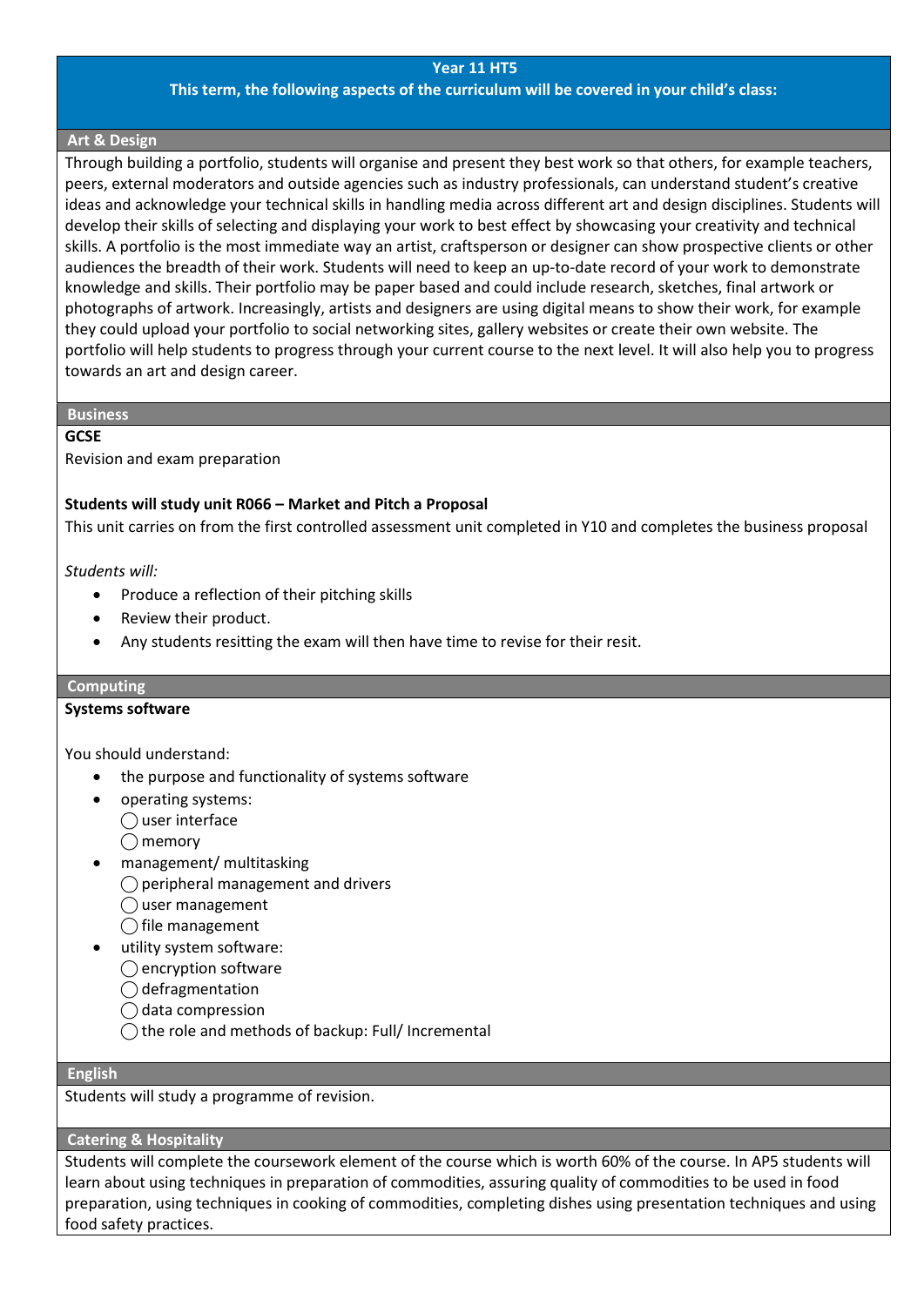**Year 11 HT5**

**This term, the following aspects of the curriculum will be covered in your child's class:**

## Art & Design

Through building a portfolio, students will organise and present they best work so that others, for example teachers, peers, external moderators and outside agencies such as industry professionals, can understand student's creative ideas and acknowledge your technical skills in handling media across different art and design disciplines. Students will develop their skills of selecting and displaying your work to best effect by showcasing your creativity and technical skills. A portfolio is the most immediate way an artist, craftsperson or designer can show prospective clients or other audiences the breadth of their work. Students will need to keep an up-to-date record of your work to demonstrate knowledge and skills. Their portfolio may be paper based and could include research, sketches, final artwork or photographs of artwork. Increasingly, artists and designers are using digital means to show their work, for example they could upload your portfolio to social networking sites, gallery websites or create their own website. The portfolio will help students to progress through your current course to the next level. It will also help you to progress towards an art and design career.

## Business

**GCSE**

Revision and exam preparation

**Students will study unit R066 – Market and Pitch a Proposal**

This unit carries on from the first controlled assessment unit completed in Y10 and completes the business proposal

*Students will:*

- Produce a reflection of their pitching skills
- Review their product.
- Any students resitting the exam will then have time to revise for their resit.

## Computing

**Systems software**

You should understand:

- the purpose and functionality of systems software
- operating systems:
  - ◯ user interface
  - ◯ memory
- management/ multitasking
  - ◯ peripheral management and drivers
  - ◯ user management
  - ◯ file management
- utility system software:
  - ◯ encryption software
  - ◯ defragmentation
  - ◯ data compression
  - ◯ the role and methods of backup: Full/ Incremental

## English

Students will study a programme of revision.

## Catering & Hospitality

Students will complete the coursework element of the course which is worth 60% of the course. In AP5 students will learn about using techniques in preparation of commodities, assuring quality of commodities to be used in food preparation, using techniques in cooking of commodities, completing dishes using presentation techniques and using food safety practices.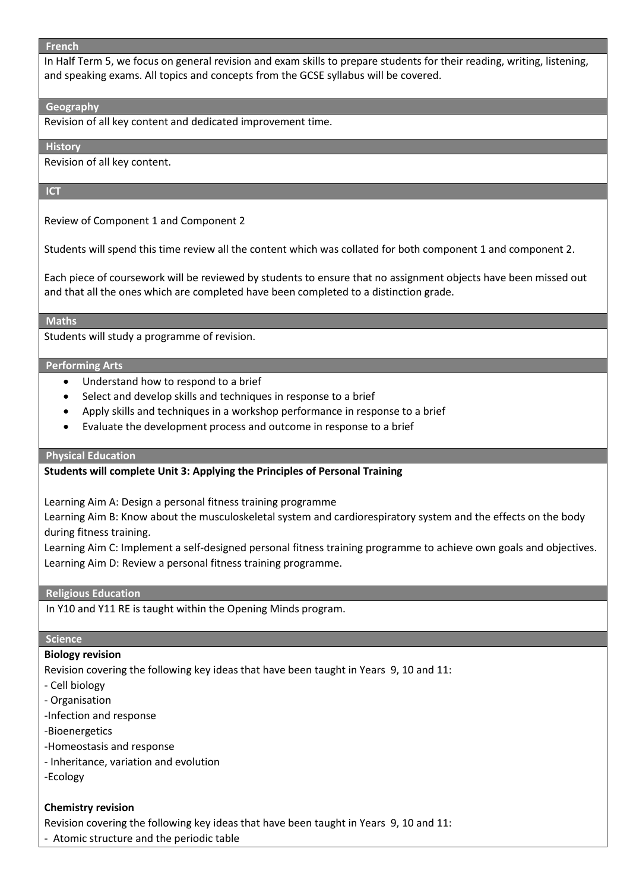## French

In Half Term 5, we focus on general revision and exam skills to prepare students for their reading, writing, listening, and speaking exams. All topics and concepts from the GCSE syllabus will be covered.

## Geography

Revision of all key content and dedicated improvement time.

## History

Revision of all key content.

## ICT

Review of Component 1 and Component 2

Students will spend this time review all the content which was collated for both component 1 and component 2.

Each piece of coursework will be reviewed by students to ensure that no assignment objects have been missed out and that all the ones which are completed have been completed to a distinction grade.

## Maths

Students will study a programme of revision.

## Performing Arts

- Understand how to respond to a brief
- Select and develop skills and techniques in response to a brief
- Apply skills and techniques in a workshop performance in response to a brief
- Evaluate the development process and outcome in response to a brief

## Physical Education

**Students will complete Unit 3: Applying the Principles of Personal Training**

Learning Aim A: Design a personal fitness training programme
Learning Aim B: Know about the musculoskeletal system and cardiorespiratory system and the effects on the body during fitness training.
Learning Aim C: Implement a self-designed personal fitness training programme to achieve own goals and objectives.
Learning Aim D: Review a personal fitness training programme.

## Religious Education

In Y10 and Y11 RE is taught within the Opening Minds program.

## Science

**Biology revision**

Revision covering the following key ideas that have been taught in Years 9, 10 and 11:

- Cell biology
- Organisation
- Infection and response
- Bioenergetics
- Homeostasis and response
- Inheritance, variation and evolution
- Ecology

**Chemistry revision**

Revision covering the following key ideas that have been taught in Years 9, 10 and 11:

- Atomic structure and the periodic table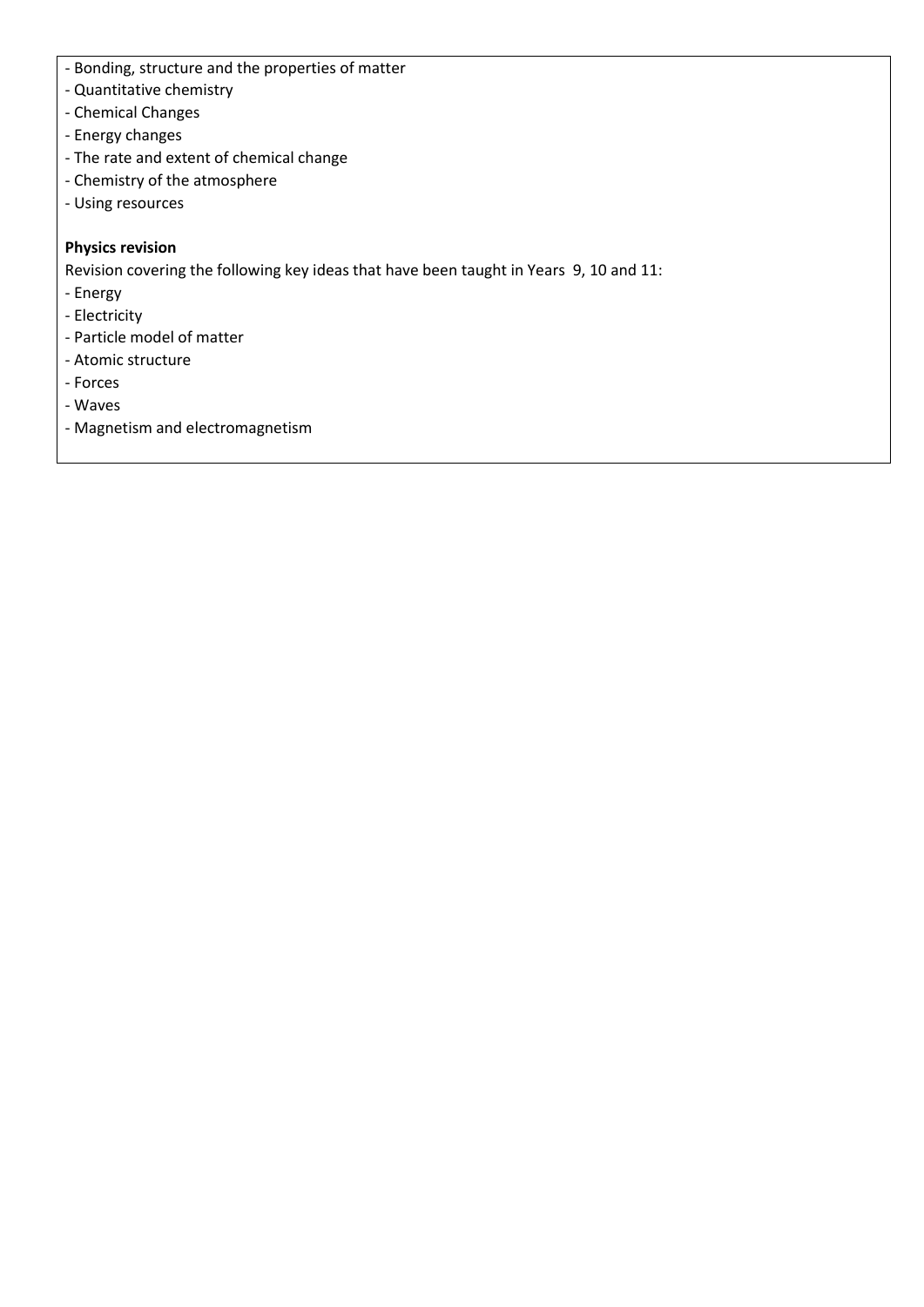- Bonding, structure and the properties of matter
- Quantitative chemistry
- Chemical Changes
- Energy changes
- The rate and extent of chemical change
- Chemistry of the atmosphere
- Using resources

**Physics revision**

Revision covering the following key ideas that have been taught in Years 9, 10 and 11:

- Energy
- Electricity
- Particle model of matter
- Atomic structure
- Forces
- Waves
- Magnetism and electromagnetism